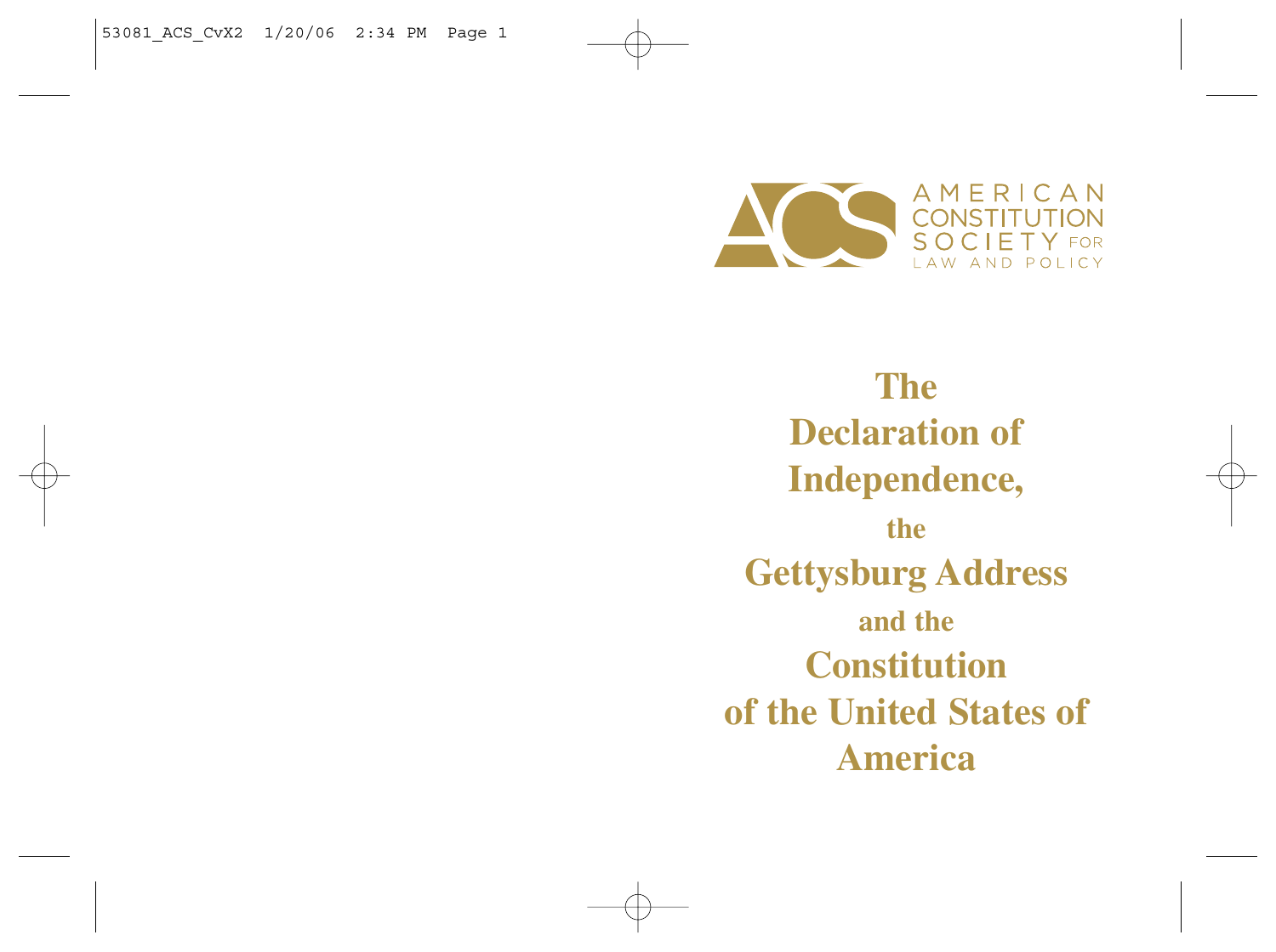AMERICAN CONSTITUTION SOCIETY FOR LAW AND POLICY

# The Declaration of Independence, the Gettysburg Address and the Constitution of the United States of America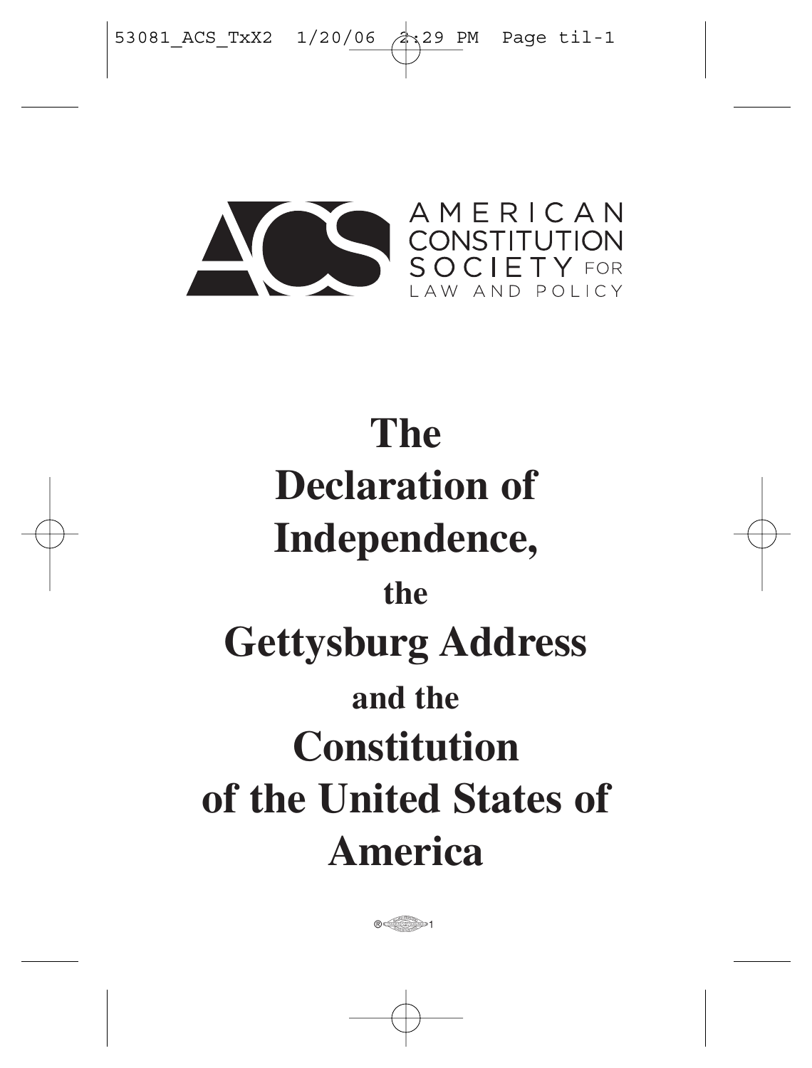AMERICAN CONSTITUTION SOCIETY FOR LAW AND POLICY

# The Declaration of Independence, the Gettysburg Address and the Constitution of the United States of America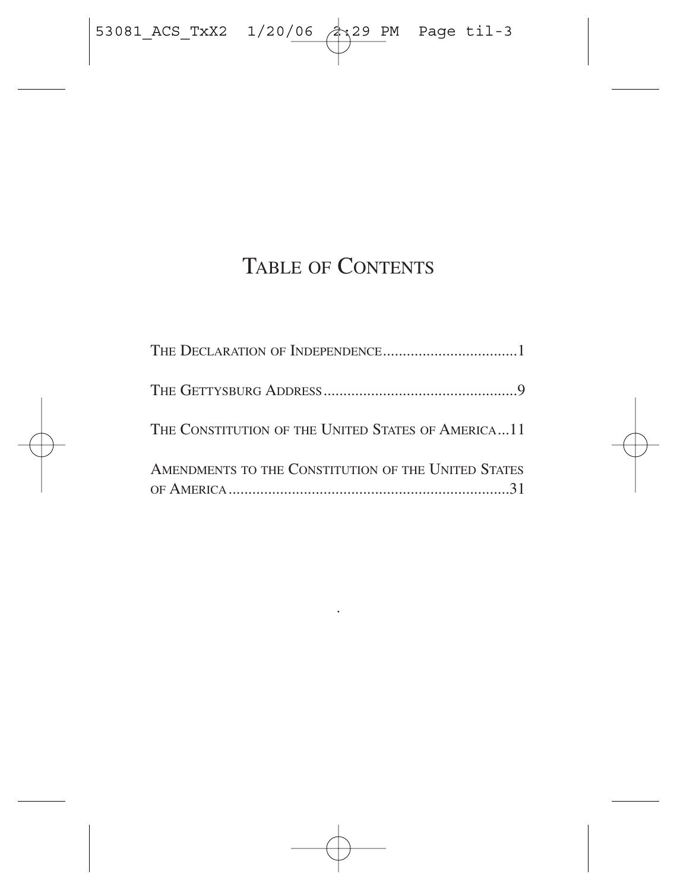# Table of Contents

The Declaration of Independence..................................1

The Gettysburg Address.................................................9

The Constitution of the United States of America...11

Amendments to the Constitution of the United States of America.......................................................................31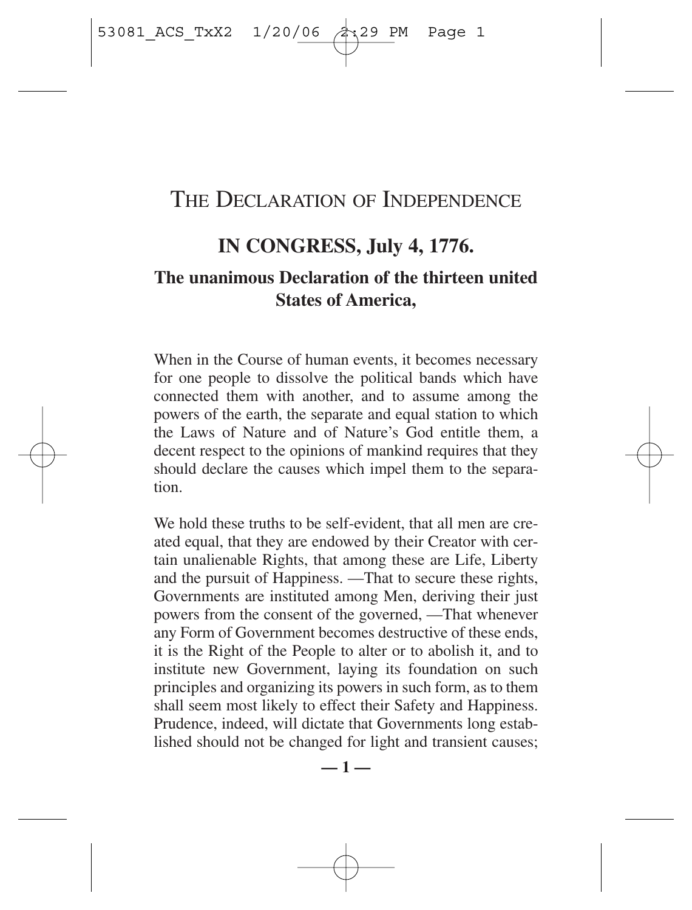# The Declaration of Independence

## IN CONGRESS, July 4, 1776.

### The unanimous Declaration of the thirteen united States of America,

When in the Course of human events, it becomes necessary for one people to dissolve the political bands which have connected them with another, and to assume among the powers of the earth, the separate and equal station to which the Laws of Nature and of Nature's God entitle them, a decent respect to the opinions of mankind requires that they should declare the causes which impel them to the separation.

We hold these truths to be self-evident, that all men are created equal, that they are endowed by their Creator with certain unalienable Rights, that among these are Life, Liberty and the pursuit of Happiness. —That to secure these rights, Governments are instituted among Men, deriving their just powers from the consent of the governed, —That whenever any Form of Government becomes destructive of these ends, it is the Right of the People to alter or to abolish it, and to institute new Government, laying its foundation on such principles and organizing its powers in such form, as to them shall seem most likely to effect their Safety and Happiness. Prudence, indeed, will dictate that Governments long established should not be changed for light and transient causes;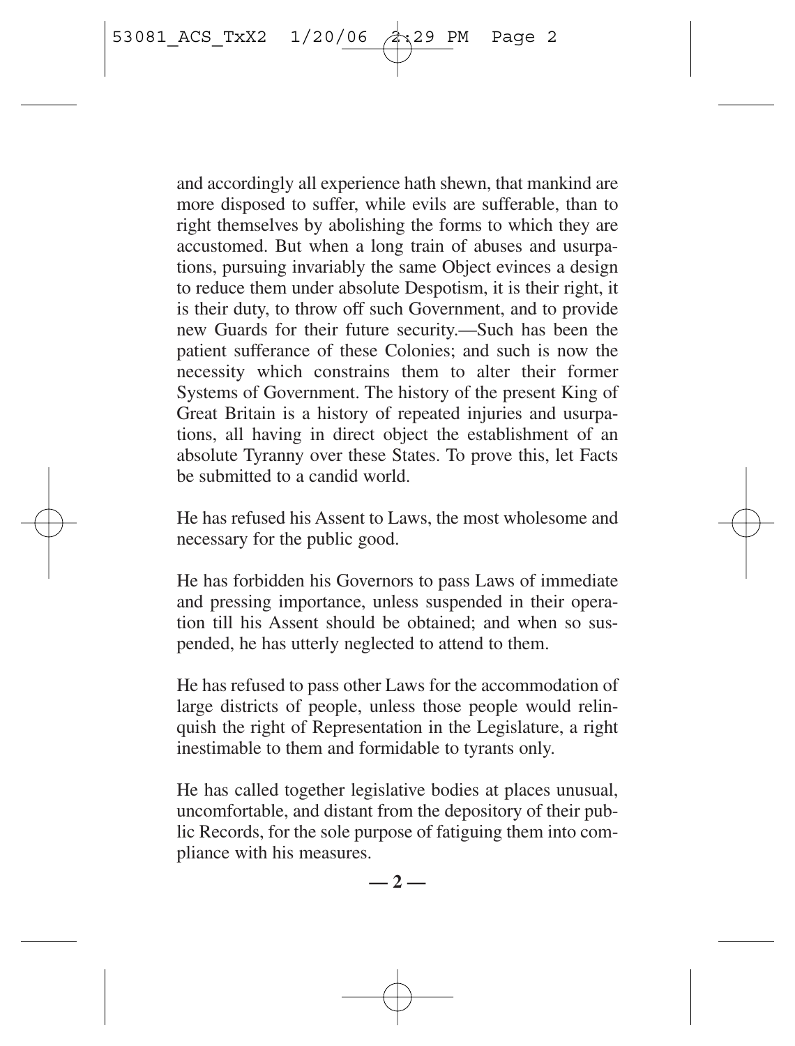and accordingly all experience hath shewn, that mankind are more disposed to suffer, while evils are sufferable, than to right themselves by abolishing the forms to which they are accustomed. But when a long train of abuses and usurpations, pursuing invariably the same Object evinces a design to reduce them under absolute Despotism, it is their right, it is their duty, to throw off such Government, and to provide new Guards for their future security.—Such has been the patient sufferance of these Colonies; and such is now the necessity which constrains them to alter their former Systems of Government. The history of the present King of Great Britain is a history of repeated injuries and usurpations, all having in direct object the establishment of an absolute Tyranny over these States. To prove this, let Facts be submitted to a candid world.

He has refused his Assent to Laws, the most wholesome and necessary for the public good.

He has forbidden his Governors to pass Laws of immediate and pressing importance, unless suspended in their operation till his Assent should be obtained; and when so suspended, he has utterly neglected to attend to them.

He has refused to pass other Laws for the accommodation of large districts of people, unless those people would relinquish the right of Representation in the Legislature, a right inestimable to them and formidable to tyrants only.

He has called together legislative bodies at places unusual, uncomfortable, and distant from the depository of their public Records, for the sole purpose of fatiguing them into compliance with his measures.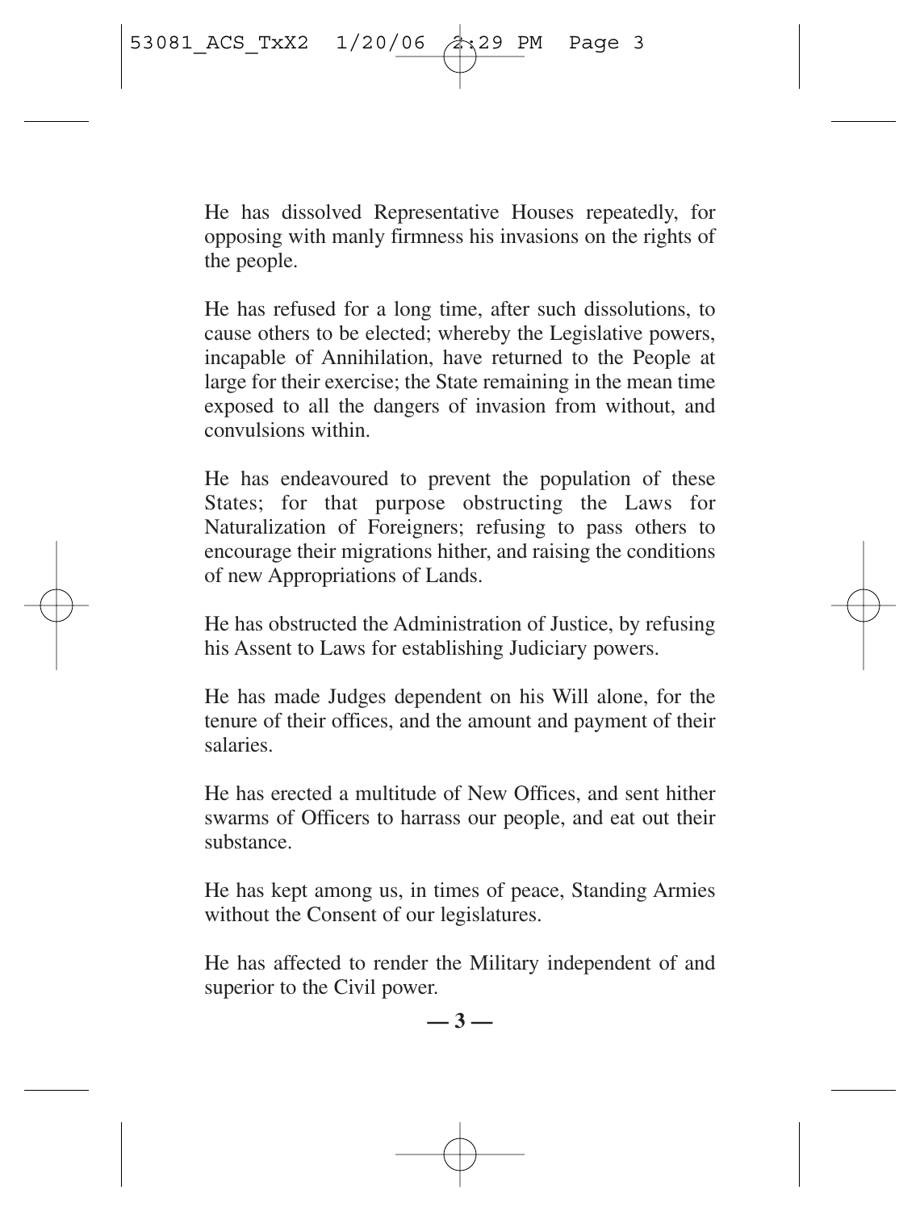He has dissolved Representative Houses repeatedly, for opposing with manly firmness his invasions on the rights of the people.

He has refused for a long time, after such dissolutions, to cause others to be elected; whereby the Legislative powers, incapable of Annihilation, have returned to the People at large for their exercise; the State remaining in the mean time exposed to all the dangers of invasion from without, and convulsions within.

He has endeavoured to prevent the population of these States; for that purpose obstructing the Laws for Naturalization of Foreigners; refusing to pass others to encourage their migrations hither, and raising the conditions of new Appropriations of Lands.

He has obstructed the Administration of Justice, by refusing his Assent to Laws for establishing Judiciary powers.

He has made Judges dependent on his Will alone, for the tenure of their offices, and the amount and payment of their salaries.

He has erected a multitude of New Offices, and sent hither swarms of Officers to harrass our people, and eat out their substance.

He has kept among us, in times of peace, Standing Armies without the Consent of our legislatures.

He has affected to render the Military independent of and superior to the Civil power.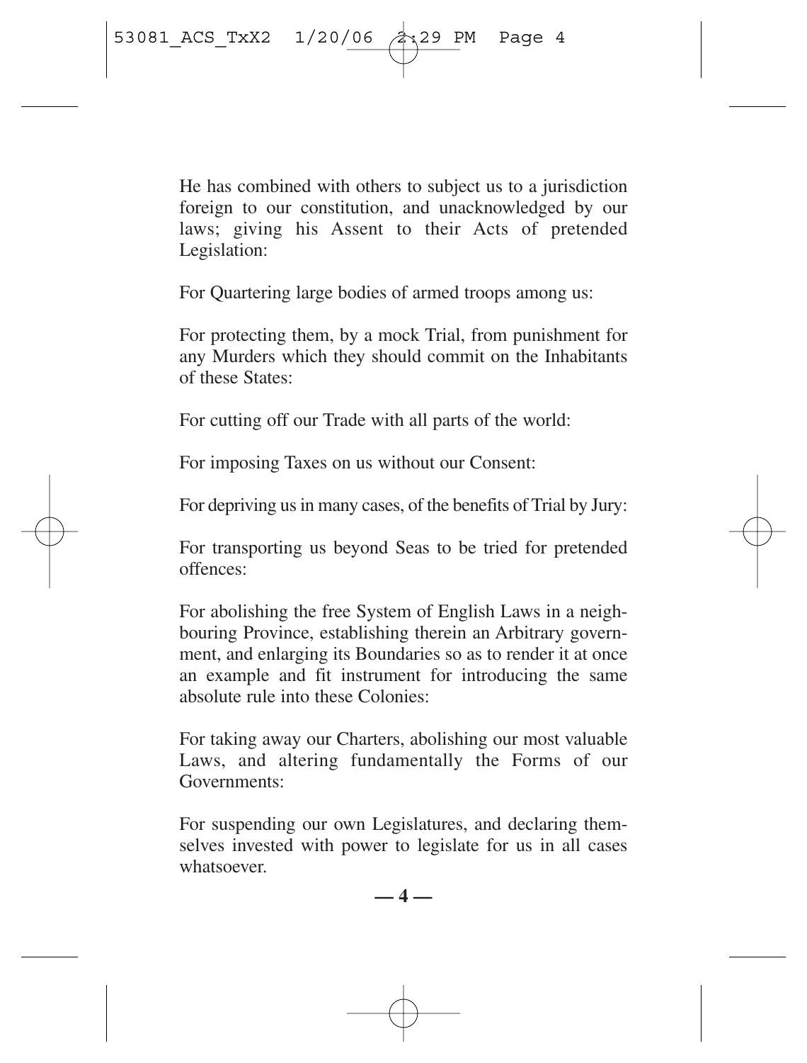He has combined with others to subject us to a jurisdiction foreign to our constitution, and unacknowledged by our laws; giving his Assent to their Acts of pretended Legislation:

For Quartering large bodies of armed troops among us:

For protecting them, by a mock Trial, from punishment for any Murders which they should commit on the Inhabitants of these States:

For cutting off our Trade with all parts of the world:

For imposing Taxes on us without our Consent:

For depriving us in many cases, of the benefits of Trial by Jury:

For transporting us beyond Seas to be tried for pretended offences:

For abolishing the free System of English Laws in a neighbouring Province, establishing therein an Arbitrary government, and enlarging its Boundaries so as to render it at once an example and fit instrument for introducing the same absolute rule into these Colonies:

For taking away our Charters, abolishing our most valuable Laws, and altering fundamentally the Forms of our Governments:

For suspending our own Legislatures, and declaring themselves invested with power to legislate for us in all cases whatsoever.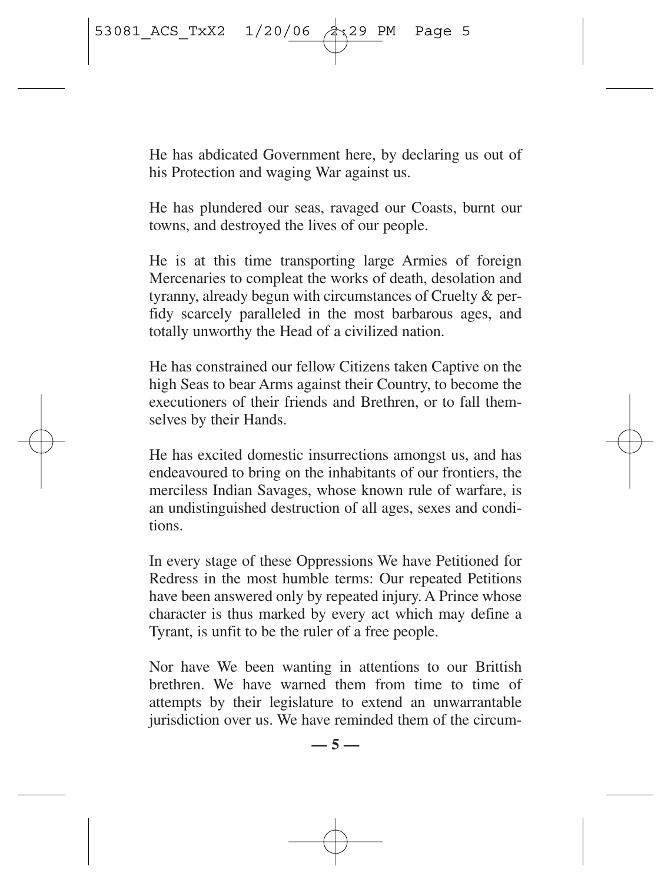He has abdicated Government here, by declaring us out of his Protection and waging War against us.

He has plundered our seas, ravaged our Coasts, burnt our towns, and destroyed the lives of our people.

He is at this time transporting large Armies of foreign Mercenaries to compleat the works of death, desolation and tyranny, already begun with circumstances of Cruelty & perfidy scarcely paralleled in the most barbarous ages, and totally unworthy the Head of a civilized nation.

He has constrained our fellow Citizens taken Captive on the high Seas to bear Arms against their Country, to become the executioners of their friends and Brethren, or to fall themselves by their Hands.

He has excited domestic insurrections amongst us, and has endeavoured to bring on the inhabitants of our frontiers, the merciless Indian Savages, whose known rule of warfare, is an undistinguished destruction of all ages, sexes and conditions.

In every stage of these Oppressions We have Petitioned for Redress in the most humble terms: Our repeated Petitions have been answered only by repeated injury. A Prince whose character is thus marked by every act which may define a Tyrant, is unfit to be the ruler of a free people.

Nor have We been wanting in attentions to our Brittish brethren. We have warned them from time to time of attempts by their legislature to extend an unwarrantable jurisdiction over us. We have reminded them of the circum-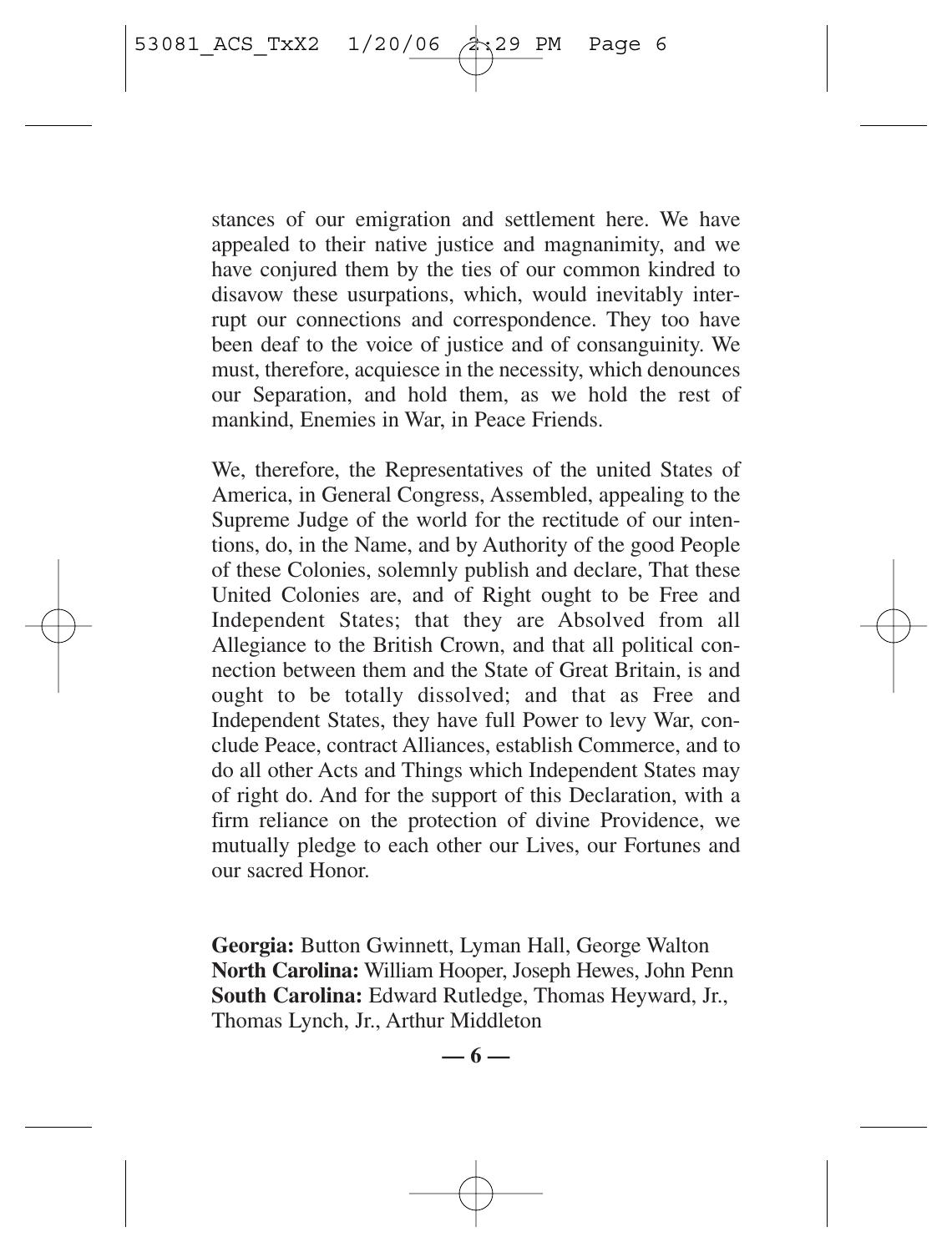stances of our emigration and settlement here. We have appealed to their native justice and magnanimity, and we have conjured them by the ties of our common kindred to disavow these usurpations, which, would inevitably interrupt our connections and correspondence. They too have been deaf to the voice of justice and of consanguinity. We must, therefore, acquiesce in the necessity, which denounces our Separation, and hold them, as we hold the rest of mankind, Enemies in War, in Peace Friends.

We, therefore, the Representatives of the united States of America, in General Congress, Assembled, appealing to the Supreme Judge of the world for the rectitude of our intentions, do, in the Name, and by Authority of the good People of these Colonies, solemnly publish and declare, That these United Colonies are, and of Right ought to be Free and Independent States; that they are Absolved from all Allegiance to the British Crown, and that all political connection between them and the State of Great Britain, is and ought to be totally dissolved; and that as Free and Independent States, they have full Power to levy War, conclude Peace, contract Alliances, establish Commerce, and to do all other Acts and Things which Independent States may of right do. And for the support of this Declaration, with a firm reliance on the protection of divine Providence, we mutually pledge to each other our Lives, our Fortunes and our sacred Honor.

**Georgia:** Button Gwinnett, Lyman Hall, George Walton
**North Carolina:** William Hooper, Joseph Hewes, John Penn
**South Carolina:** Edward Rutledge, Thomas Heyward, Jr., Thomas Lynch, Jr., Arthur Middleton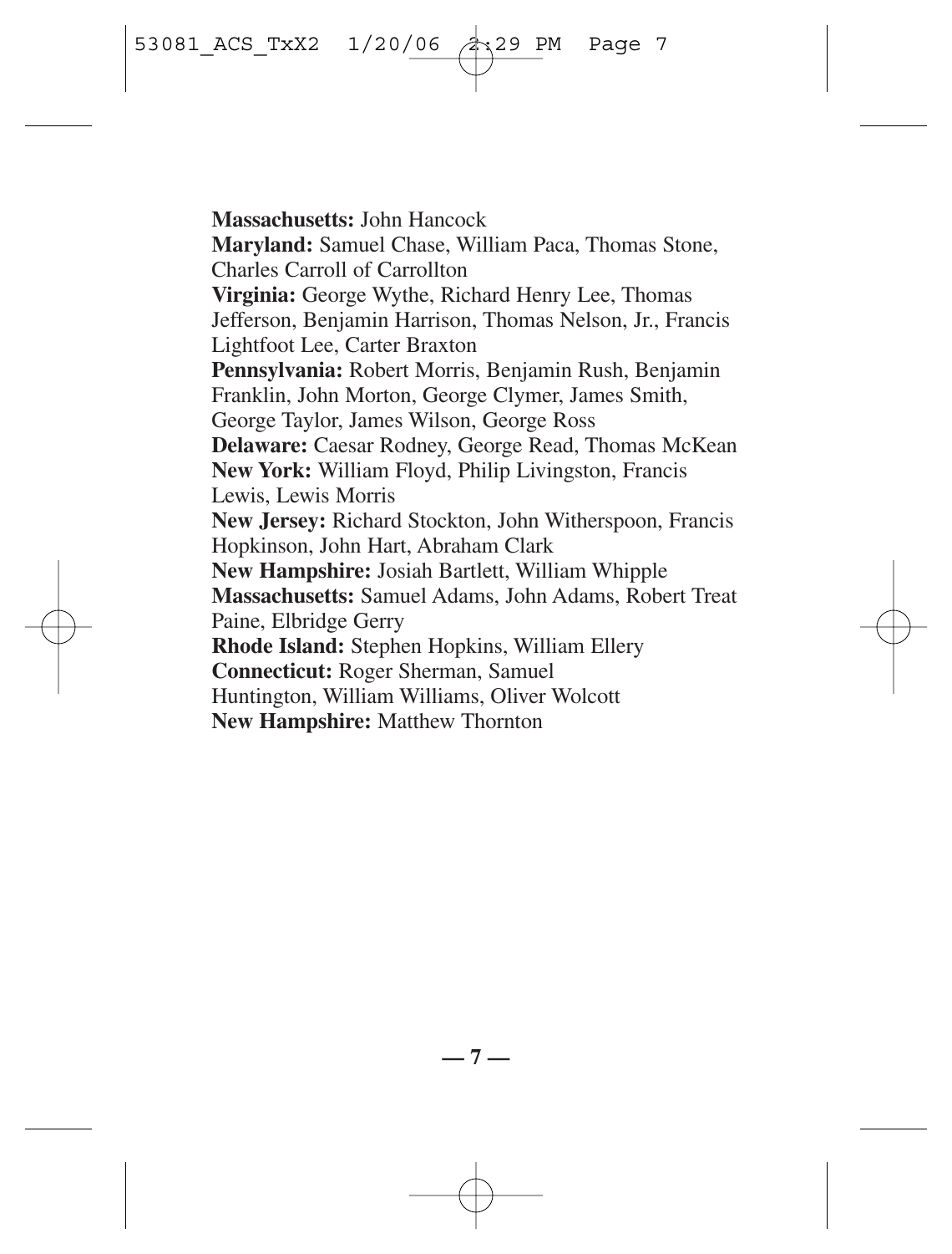**Massachusetts:** John Hancock
**Maryland:** Samuel Chase, William Paca, Thomas Stone, Charles Carroll of Carrollton
**Virginia:** George Wythe, Richard Henry Lee, Thomas Jefferson, Benjamin Harrison, Thomas Nelson, Jr., Francis Lightfoot Lee, Carter Braxton
**Pennsylvania:** Robert Morris, Benjamin Rush, Benjamin Franklin, John Morton, George Clymer, James Smith, George Taylor, James Wilson, George Ross
**Delaware:** Caesar Rodney, George Read, Thomas McKean
**New York:** William Floyd, Philip Livingston, Francis Lewis, Lewis Morris
**New Jersey:** Richard Stockton, John Witherspoon, Francis Hopkinson, John Hart, Abraham Clark
**New Hampshire:** Josiah Bartlett, William Whipple
**Massachusetts:** Samuel Adams, John Adams, Robert Treat Paine, Elbridge Gerry
**Rhode Island:** Stephen Hopkins, William Ellery
**Connecticut:** Roger Sherman, Samuel Huntington, William Williams, Oliver Wolcott
**New Hampshire:** Matthew Thornton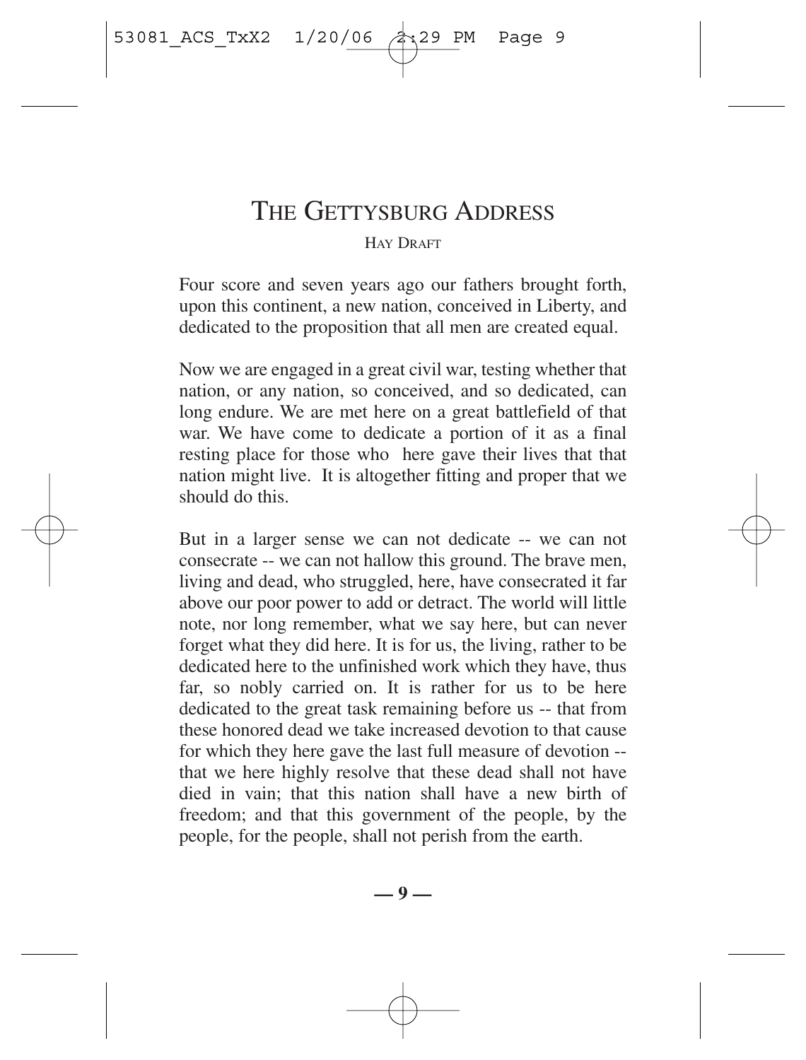# The Gettysburg Address

Hay Draft

Four score and seven years ago our fathers brought forth, upon this continent, a new nation, conceived in Liberty, and dedicated to the proposition that all men are created equal.

Now we are engaged in a great civil war, testing whether that nation, or any nation, so conceived, and so dedicated, can long endure. We are met here on a great battlefield of that war. We have come to dedicate a portion of it as a final resting place for those who here gave their lives that that nation might live. It is altogether fitting and proper that we should do this.

But in a larger sense we can not dedicate -- we can not consecrate -- we can not hallow this ground. The brave men, living and dead, who struggled, here, have consecrated it far above our poor power to add or detract. The world will little note, nor long remember, what we say here, but can never forget what they did here. It is for us, the living, rather to be dedicated here to the unfinished work which they have, thus far, so nobly carried on. It is rather for us to be here dedicated to the great task remaining before us -- that from these honored dead we take increased devotion to that cause for which they here gave the last full measure of devotion -- that we here highly resolve that these dead shall not have died in vain; that this nation shall have a new birth of freedom; and that this government of the people, by the people, for the people, shall not perish from the earth.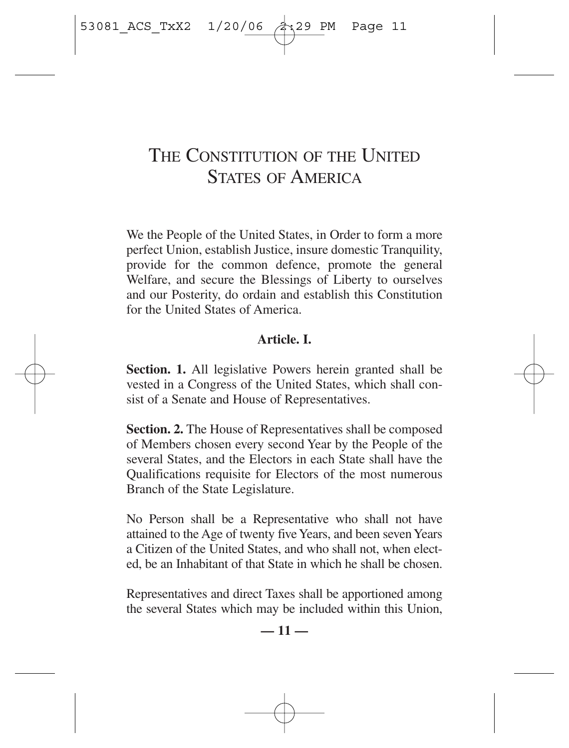# THE CONSTITUTION OF THE UNITED STATES OF AMERICA

We the People of the United States, in Order to form a more perfect Union, establish Justice, insure domestic Tranquility, provide for the common defence, promote the general Welfare, and secure the Blessings of Liberty to ourselves and our Posterity, do ordain and establish this Constitution for the United States of America.

## Article. I.

**Section. 1.** All legislative Powers herein granted shall be vested in a Congress of the United States, which shall consist of a Senate and House of Representatives.

**Section. 2.** The House of Representatives shall be composed of Members chosen every second Year by the People of the several States, and the Electors in each State shall have the Qualifications requisite for Electors of the most numerous Branch of the State Legislature.

No Person shall be a Representative who shall not have attained to the Age of twenty five Years, and been seven Years a Citizen of the United States, and who shall not, when elected, be an Inhabitant of that State in which he shall be chosen.

Representatives and direct Taxes shall be apportioned among the several States which may be included within this Union,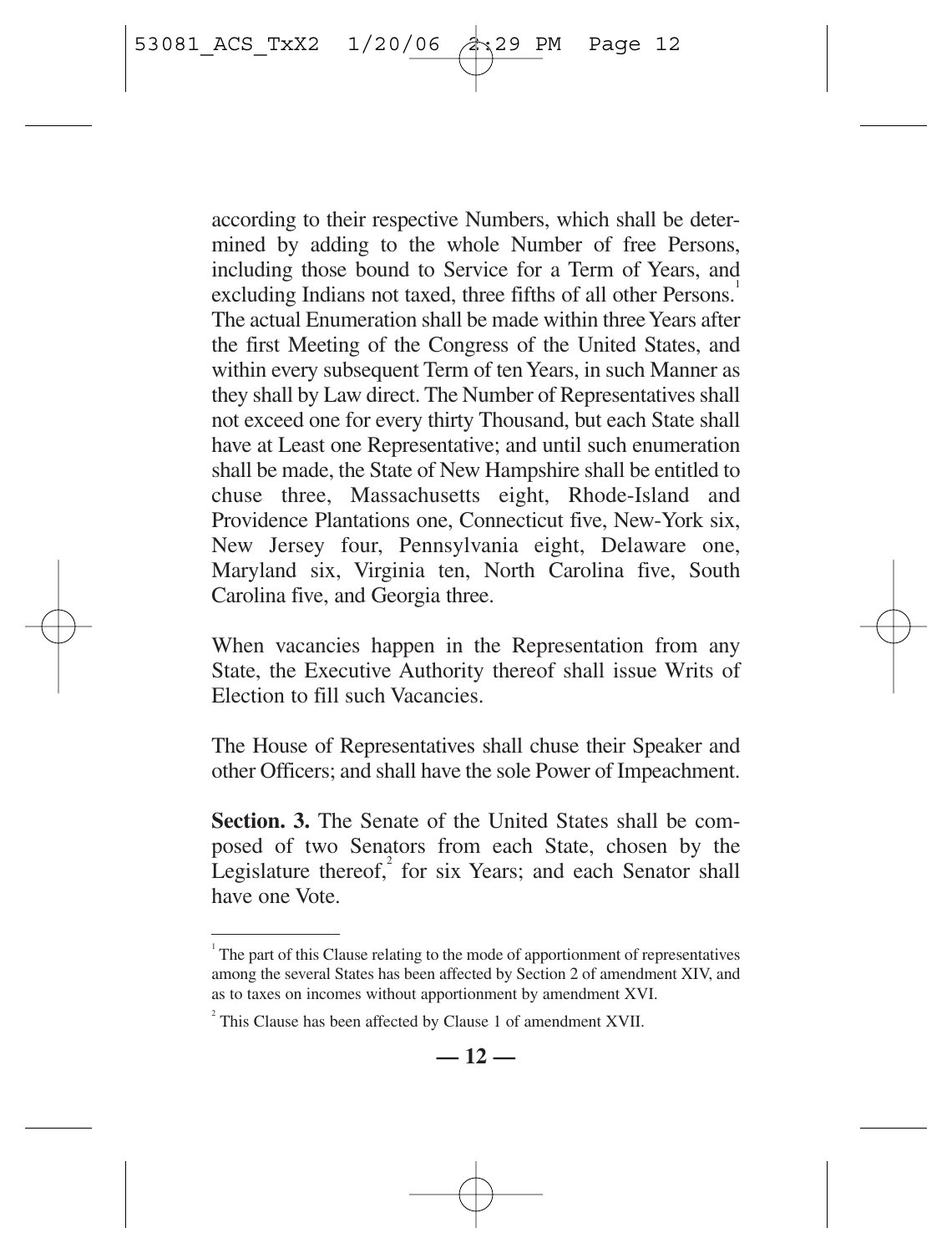according to their respective Numbers, which shall be determined by adding to the whole Number of free Persons, including those bound to Service for a Term of Years, and excluding Indians not taxed, three fifths of all other Persons.[1] The actual Enumeration shall be made within three Years after the first Meeting of the Congress of the United States, and within every subsequent Term of ten Years, in such Manner as they shall by Law direct. The Number of Representatives shall not exceed one for every thirty Thousand, but each State shall have at Least one Representative; and until such enumeration shall be made, the State of New Hampshire shall be entitled to chuse three, Massachusetts eight, Rhode-Island and Providence Plantations one, Connecticut five, New-York six, New Jersey four, Pennsylvania eight, Delaware one, Maryland six, Virginia ten, North Carolina five, South Carolina five, and Georgia three.

When vacancies happen in the Representation from any State, the Executive Authority thereof shall issue Writs of Election to fill such Vacancies.

The House of Representatives shall chuse their Speaker and other Officers; and shall have the sole Power of Impeachment.

**Section. 3.** The Senate of the United States shall be composed of two Senators from each State, chosen by the Legislature thereof,[2] for six Years; and each Senator shall have one Vote.

---

[1] The part of this Clause relating to the mode of apportionment of representatives among the several States has been affected by Section 2 of amendment XIV, and as to taxes on incomes without apportionment by amendment XVI.

[2] This Clause has been affected by Clause 1 of amendment XVII.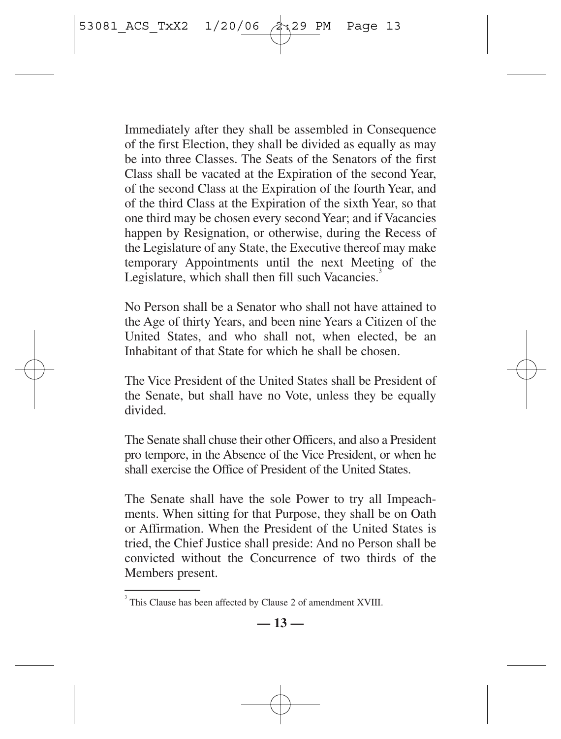Immediately after they shall be assembled in Consequence of the first Election, they shall be divided as equally as may be into three Classes. The Seats of the Senators of the first Class shall be vacated at the Expiration of the second Year, of the second Class at the Expiration of the fourth Year, and of the third Class at the Expiration of the sixth Year, so that one third may be chosen every second Year; and if Vacancies happen by Resignation, or otherwise, during the Recess of the Legislature of any State, the Executive thereof may make temporary Appointments until the next Meeting of the Legislature, which shall then fill such Vacancies.[3]

No Person shall be a Senator who shall not have attained to the Age of thirty Years, and been nine Years a Citizen of the United States, and who shall not, when elected, be an Inhabitant of that State for which he shall be chosen.

The Vice President of the United States shall be President of the Senate, but shall have no Vote, unless they be equally divided.

The Senate shall chuse their other Officers, and also a President pro tempore, in the Absence of the Vice President, or when he shall exercise the Office of President of the United States.

The Senate shall have the sole Power to try all Impeachments. When sitting for that Purpose, they shall be on Oath or Affirmation. When the President of the United States is tried, the Chief Justice shall preside: And no Person shall be convicted without the Concurrence of two thirds of the Members present.

---

[3] This Clause has been affected by Clause 2 of amendment XVIII.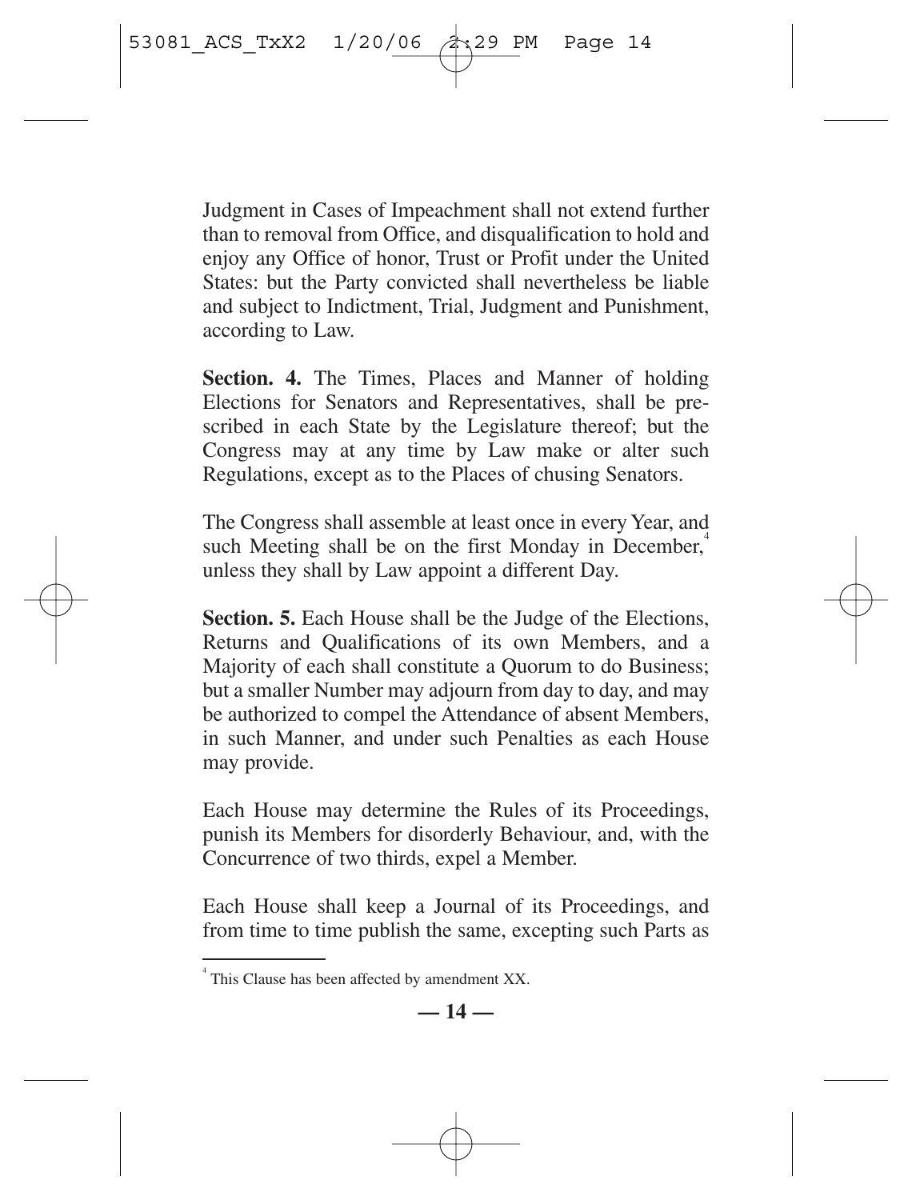Judgment in Cases of Impeachment shall not extend further than to removal from Office, and disqualification to hold and enjoy any Office of honor, Trust or Profit under the United States: but the Party convicted shall nevertheless be liable and subject to Indictment, Trial, Judgment and Punishment, according to Law.

**Section. 4.** The Times, Places and Manner of holding Elections for Senators and Representatives, shall be prescribed in each State by the Legislature thereof; but the Congress may at any time by Law make or alter such Regulations, except as to the Places of chusing Senators.

The Congress shall assemble at least once in every Year, and such Meeting shall be on the first Monday in December,[4] unless they shall by Law appoint a different Day.

**Section. 5.** Each House shall be the Judge of the Elections, Returns and Qualifications of its own Members, and a Majority of each shall constitute a Quorum to do Business; but a smaller Number may adjourn from day to day, and may be authorized to compel the Attendance of absent Members, in such Manner, and under such Penalties as each House may provide.

Each House may determine the Rules of its Proceedings, punish its Members for disorderly Behaviour, and, with the Concurrence of two thirds, expel a Member.

Each House shall keep a Journal of its Proceedings, and from time to time publish the same, excepting such Parts as

[4] This Clause has been affected by amendment XX.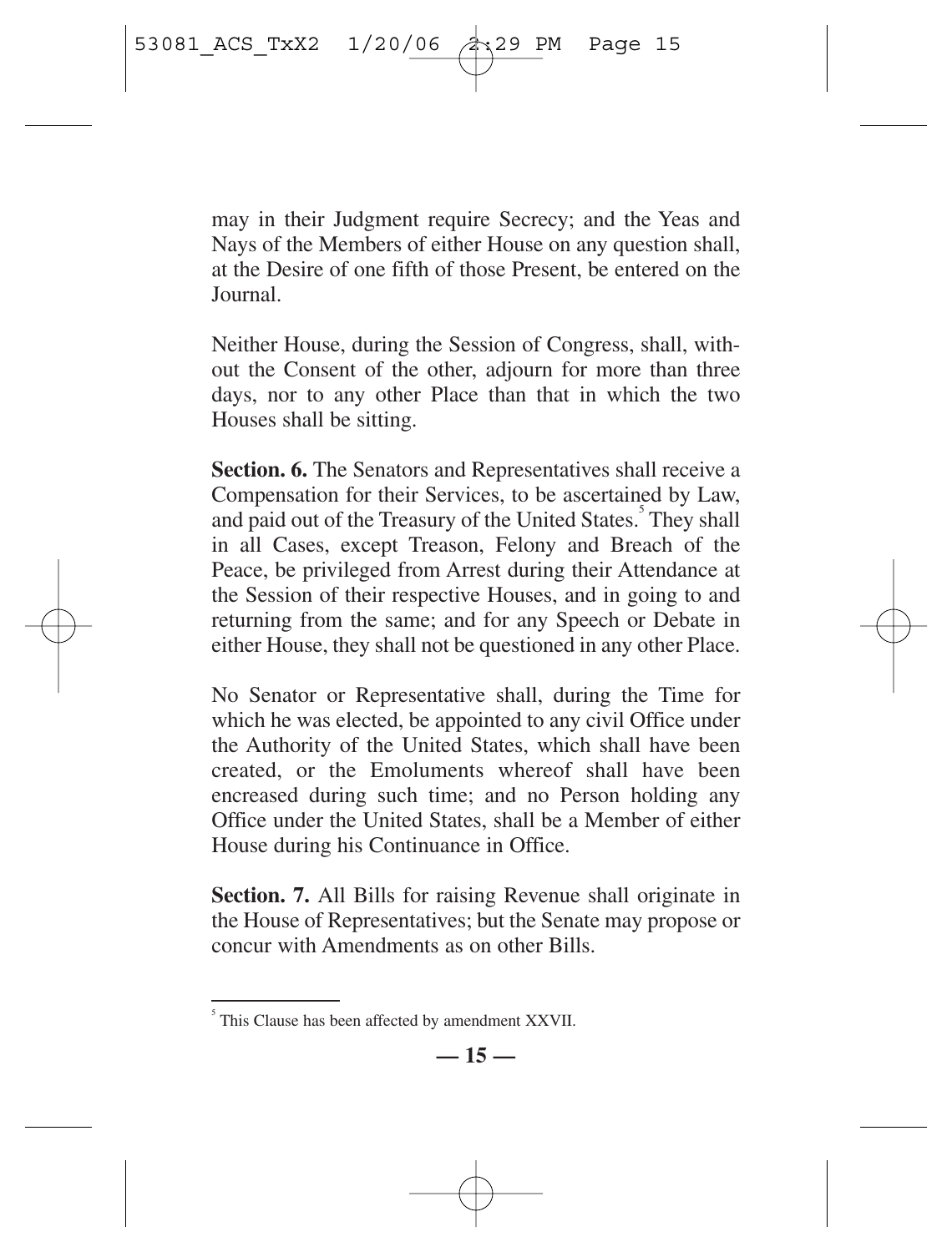may in their Judgment require Secrecy; and the Yeas and Nays of the Members of either House on any question shall, at the Desire of one fifth of those Present, be entered on the Journal.

Neither House, during the Session of Congress, shall, without the Consent of the other, adjourn for more than three days, nor to any other Place than that in which the two Houses shall be sitting.

**Section. 6.** The Senators and Representatives shall receive a Compensation for their Services, to be ascertained by Law, and paid out of the Treasury of the United States.[5] They shall in all Cases, except Treason, Felony and Breach of the Peace, be privileged from Arrest during their Attendance at the Session of their respective Houses, and in going to and returning from the same; and for any Speech or Debate in either House, they shall not be questioned in any other Place.

No Senator or Representative shall, during the Time for which he was elected, be appointed to any civil Office under the Authority of the United States, which shall have been created, or the Emoluments whereof shall have been encreased during such time; and no Person holding any Office under the United States, shall be a Member of either House during his Continuance in Office.

**Section. 7.** All Bills for raising Revenue shall originate in the House of Representatives; but the Senate may propose or concur with Amendments as on other Bills.

---

[5] This Clause has been affected by amendment XXVII.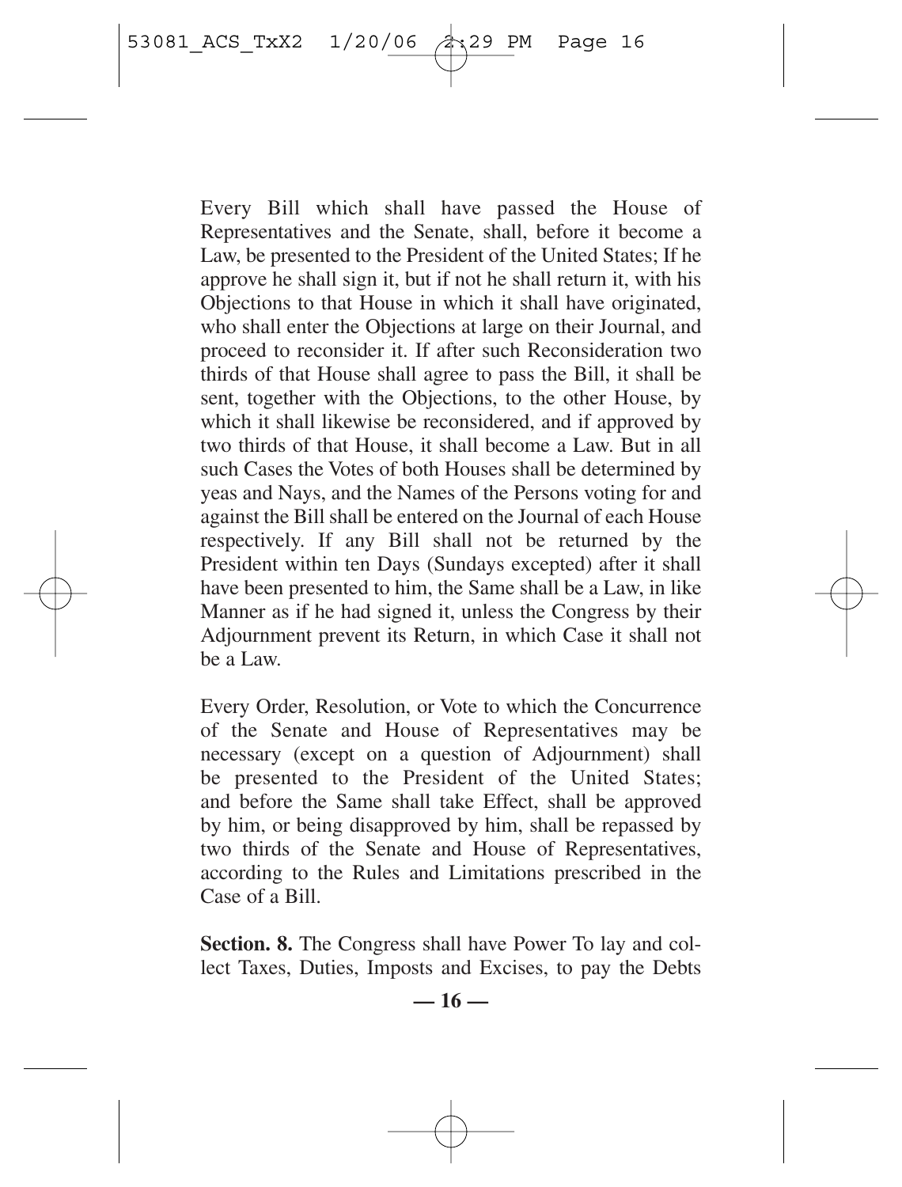Every Bill which shall have passed the House of Representatives and the Senate, shall, before it become a Law, be presented to the President of the United States; If he approve he shall sign it, but if not he shall return it, with his Objections to that House in which it shall have originated, who shall enter the Objections at large on their Journal, and proceed to reconsider it. If after such Reconsideration two thirds of that House shall agree to pass the Bill, it shall be sent, together with the Objections, to the other House, by which it shall likewise be reconsidered, and if approved by two thirds of that House, it shall become a Law. But in all such Cases the Votes of both Houses shall be determined by yeas and Nays, and the Names of the Persons voting for and against the Bill shall be entered on the Journal of each House respectively. If any Bill shall not be returned by the President within ten Days (Sundays excepted) after it shall have been presented to him, the Same shall be a Law, in like Manner as if he had signed it, unless the Congress by their Adjournment prevent its Return, in which Case it shall not be a Law.

Every Order, Resolution, or Vote to which the Concurrence of the Senate and House of Representatives may be necessary (except on a question of Adjournment) shall be presented to the President of the United States; and before the Same shall take Effect, shall be approved by him, or being disapproved by him, shall be repassed by two thirds of the Senate and House of Representatives, according to the Rules and Limitations prescribed in the Case of a Bill.

**Section. 8.** The Congress shall have Power To lay and collect Taxes, Duties, Imposts and Excises, to pay the Debts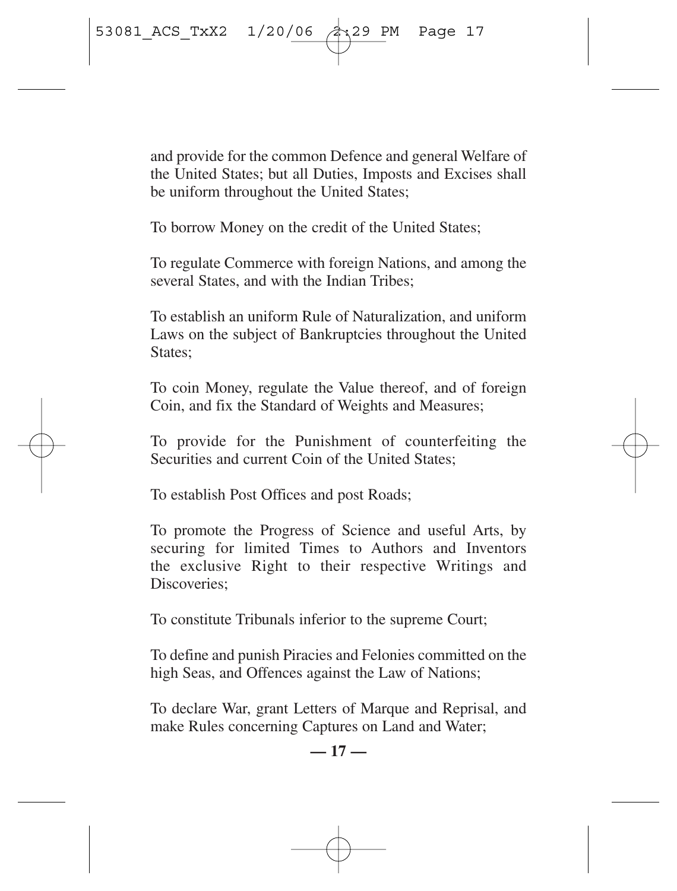and provide for the common Defence and general Welfare of the United States; but all Duties, Imposts and Excises shall be uniform throughout the United States;

To borrow Money on the credit of the United States;

To regulate Commerce with foreign Nations, and among the several States, and with the Indian Tribes;

To establish an uniform Rule of Naturalization, and uniform Laws on the subject of Bankruptcies throughout the United States;

To coin Money, regulate the Value thereof, and of foreign Coin, and fix the Standard of Weights and Measures;

To provide for the Punishment of counterfeiting the Securities and current Coin of the United States;

To establish Post Offices and post Roads;

To promote the Progress of Science and useful Arts, by securing for limited Times to Authors and Inventors the exclusive Right to their respective Writings and Discoveries;

To constitute Tribunals inferior to the supreme Court;

To define and punish Piracies and Felonies committed on the high Seas, and Offences against the Law of Nations;

To declare War, grant Letters of Marque and Reprisal, and make Rules concerning Captures on Land and Water;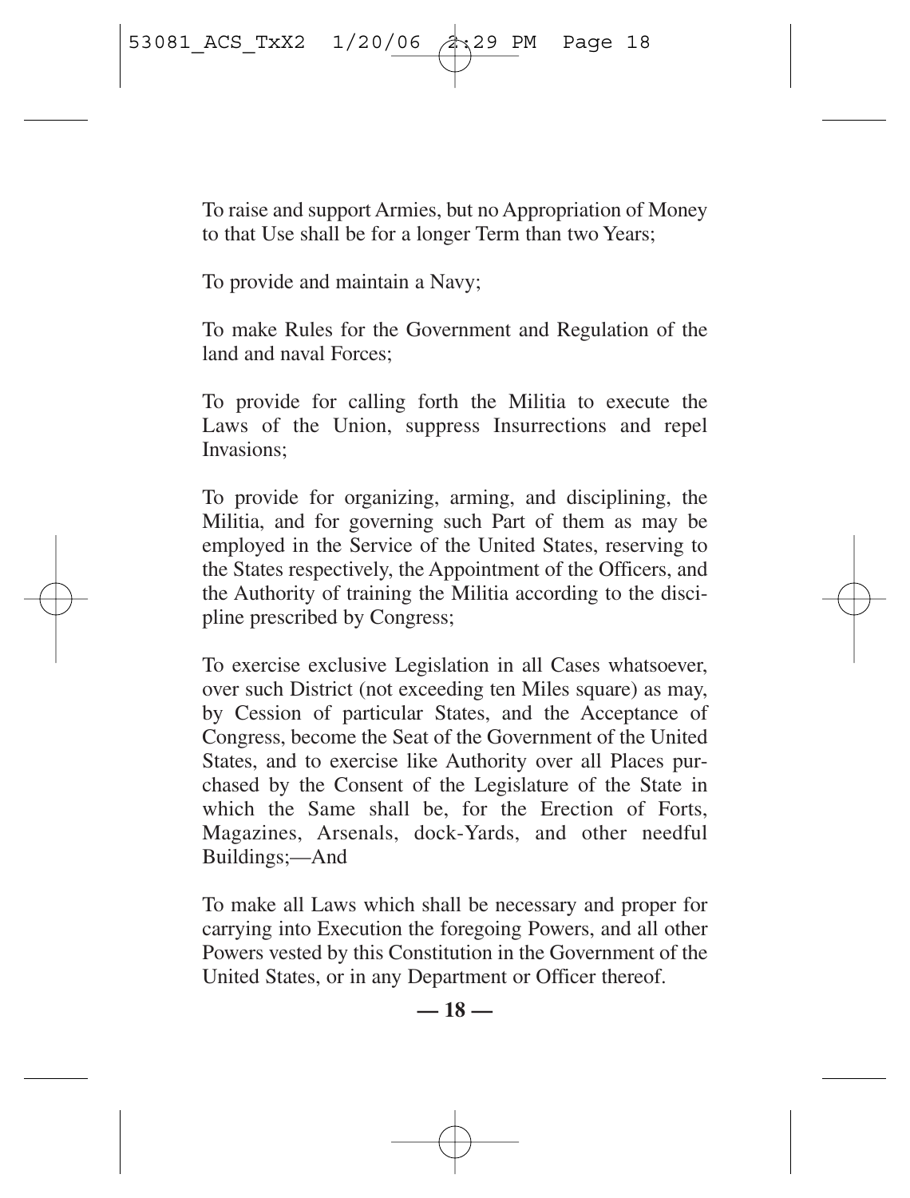To raise and support Armies, but no Appropriation of Money to that Use shall be for a longer Term than two Years;

To provide and maintain a Navy;

To make Rules for the Government and Regulation of the land and naval Forces;

To provide for calling forth the Militia to execute the Laws of the Union, suppress Insurrections and repel Invasions;

To provide for organizing, arming, and disciplining, the Militia, and for governing such Part of them as may be employed in the Service of the United States, reserving to the States respectively, the Appointment of the Officers, and the Authority of training the Militia according to the discipline prescribed by Congress;

To exercise exclusive Legislation in all Cases whatsoever, over such District (not exceeding ten Miles square) as may, by Cession of particular States, and the Acceptance of Congress, become the Seat of the Government of the United States, and to exercise like Authority over all Places purchased by the Consent of the Legislature of the State in which the Same shall be, for the Erection of Forts, Magazines, Arsenals, dock-Yards, and other needful Buildings;—And

To make all Laws which shall be necessary and proper for carrying into Execution the foregoing Powers, and all other Powers vested by this Constitution in the Government of the United States, or in any Department or Officer thereof.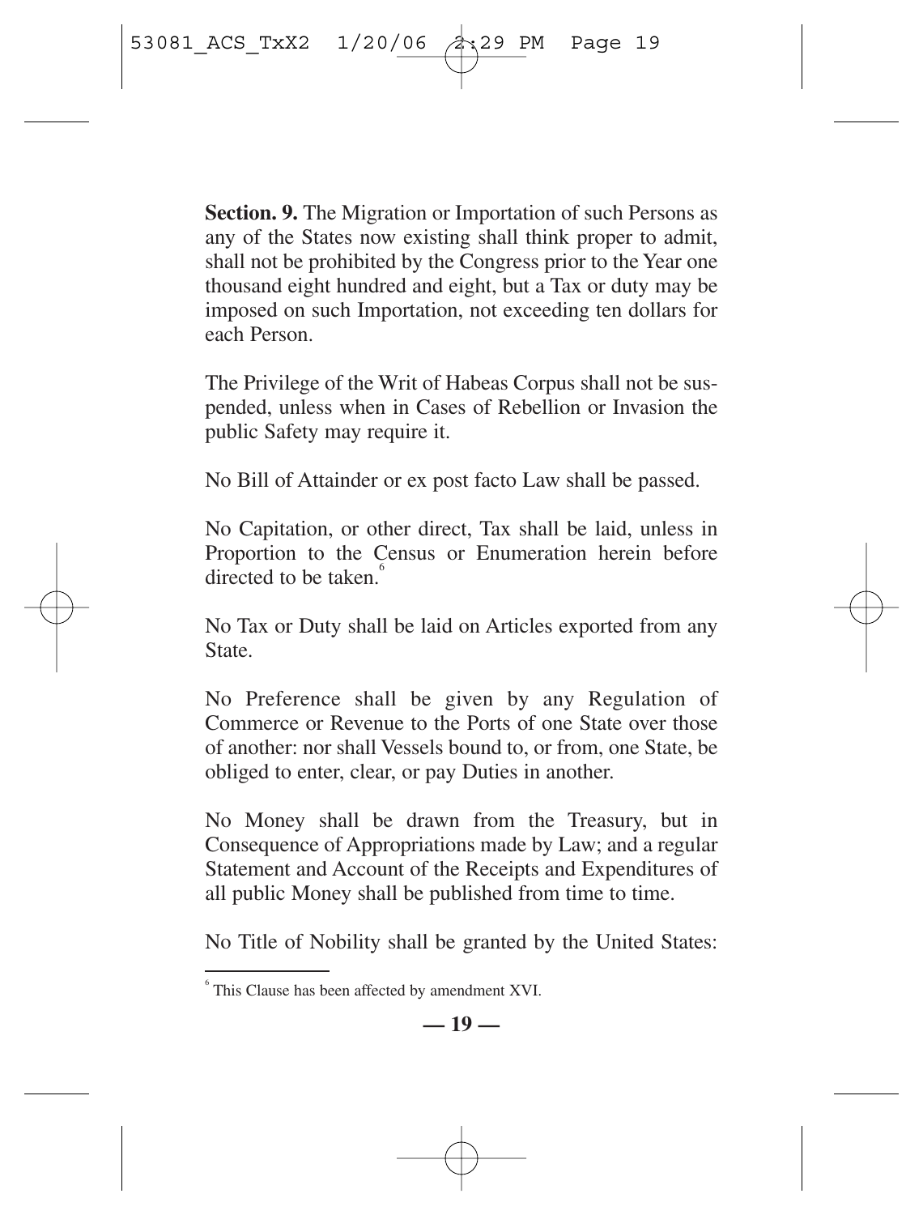**Section. 9.** The Migration or Importation of such Persons as any of the States now existing shall think proper to admit, shall not be prohibited by the Congress prior to the Year one thousand eight hundred and eight, but a Tax or duty may be imposed on such Importation, not exceeding ten dollars for each Person.

The Privilege of the Writ of Habeas Corpus shall not be suspended, unless when in Cases of Rebellion or Invasion the public Safety may require it.

No Bill of Attainder or ex post facto Law shall be passed.

No Capitation, or other direct, Tax shall be laid, unless in Proportion to the Census or Enumeration herein before directed to be taken.[6]

No Tax or Duty shall be laid on Articles exported from any State.

No Preference shall be given by any Regulation of Commerce or Revenue to the Ports of one State over those of another: nor shall Vessels bound to, or from, one State, be obliged to enter, clear, or pay Duties in another.

No Money shall be drawn from the Treasury, but in Consequence of Appropriations made by Law; and a regular Statement and Account of the Receipts and Expenditures of all public Money shall be published from time to time.

No Title of Nobility shall be granted by the United States:

---

[6] This Clause has been affected by amendment XVI.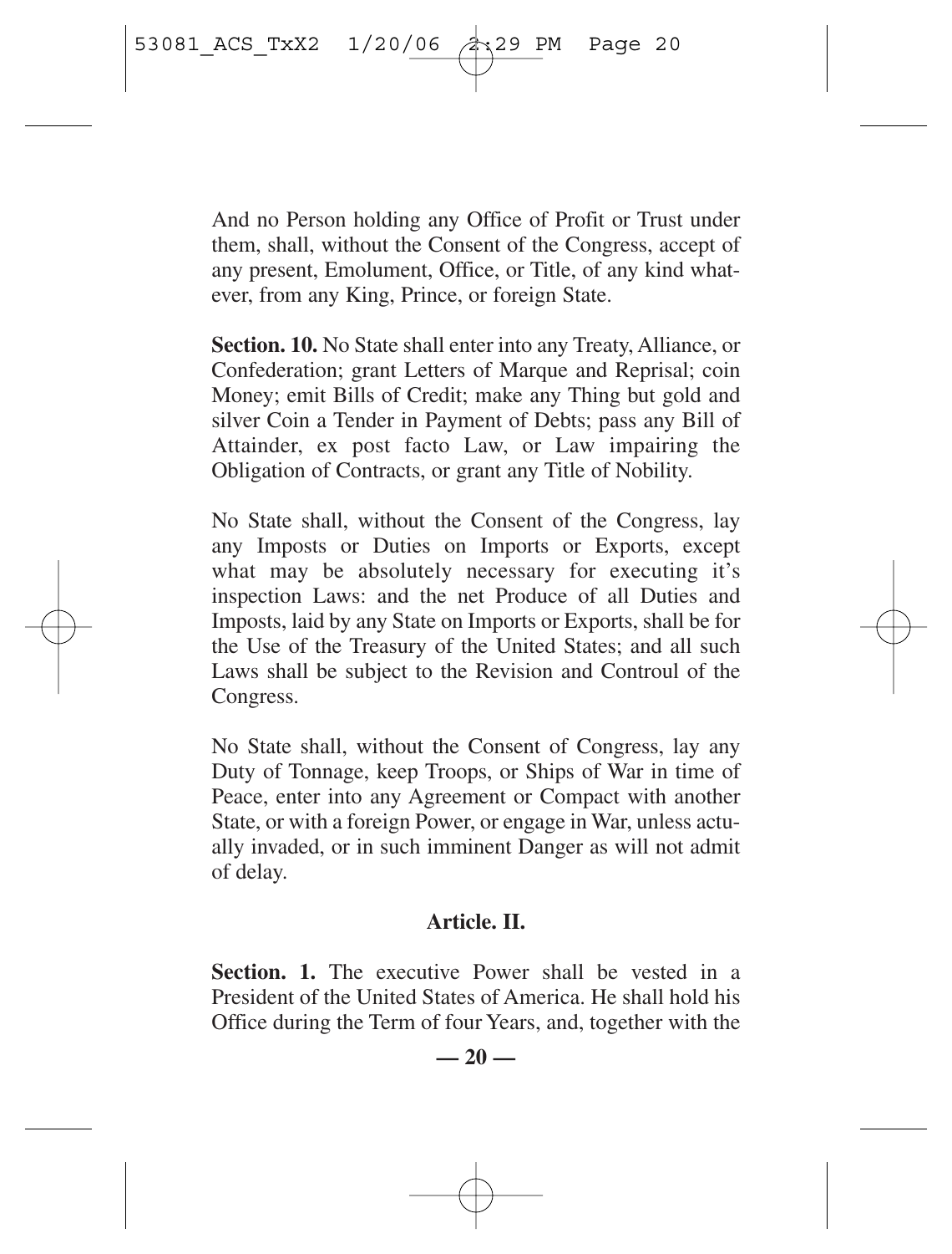And no Person holding any Office of Profit or Trust under them, shall, without the Consent of the Congress, accept of any present, Emolument, Office, or Title, of any kind whatever, from any King, Prince, or foreign State.

**Section. 10.** No State shall enter into any Treaty, Alliance, or Confederation; grant Letters of Marque and Reprisal; coin Money; emit Bills of Credit; make any Thing but gold and silver Coin a Tender in Payment of Debts; pass any Bill of Attainder, ex post facto Law, or Law impairing the Obligation of Contracts, or grant any Title of Nobility.

No State shall, without the Consent of the Congress, lay any Imposts or Duties on Imports or Exports, except what may be absolutely necessary for executing it's inspection Laws: and the net Produce of all Duties and Imposts, laid by any State on Imports or Exports, shall be for the Use of the Treasury of the United States; and all such Laws shall be subject to the Revision and Controul of the Congress.

No State shall, without the Consent of Congress, lay any Duty of Tonnage, keep Troops, or Ships of War in time of Peace, enter into any Agreement or Compact with another State, or with a foreign Power, or engage in War, unless actually invaded, or in such imminent Danger as will not admit of delay.

## Article. II.

**Section. 1.** The executive Power shall be vested in a President of the United States of America. He shall hold his Office during the Term of four Years, and, together with the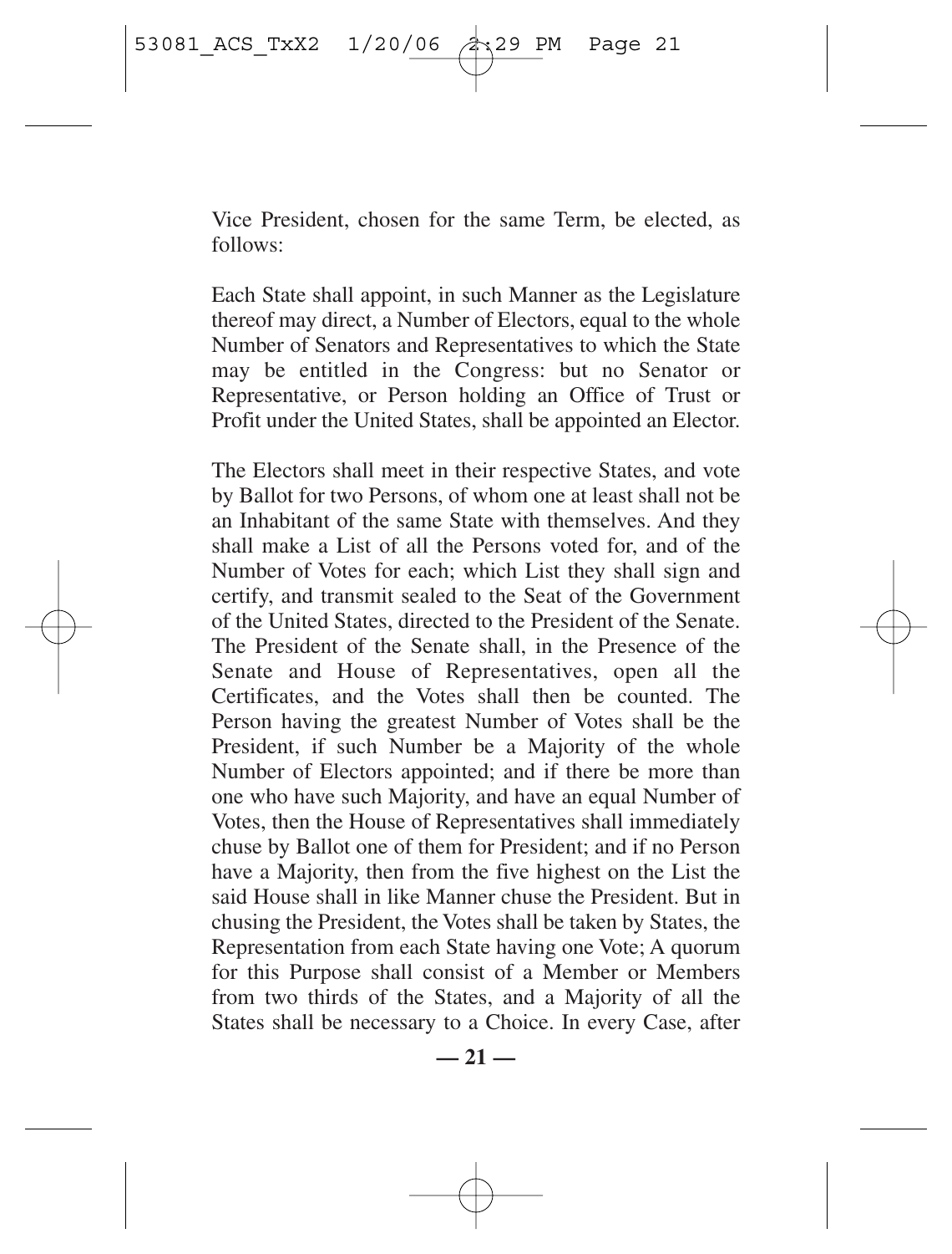Vice President, chosen for the same Term, be elected, as follows:

Each State shall appoint, in such Manner as the Legislature thereof may direct, a Number of Electors, equal to the whole Number of Senators and Representatives to which the State may be entitled in the Congress: but no Senator or Representative, or Person holding an Office of Trust or Profit under the United States, shall be appointed an Elector.

The Electors shall meet in their respective States, and vote by Ballot for two Persons, of whom one at least shall not be an Inhabitant of the same State with themselves. And they shall make a List of all the Persons voted for, and of the Number of Votes for each; which List they shall sign and certify, and transmit sealed to the Seat of the Government of the United States, directed to the President of the Senate. The President of the Senate shall, in the Presence of the Senate and House of Representatives, open all the Certificates, and the Votes shall then be counted. The Person having the greatest Number of Votes shall be the President, if such Number be a Majority of the whole Number of Electors appointed; and if there be more than one who have such Majority, and have an equal Number of Votes, then the House of Representatives shall immediately chuse by Ballot one of them for President; and if no Person have a Majority, then from the five highest on the List the said House shall in like Manner chuse the President. But in chusing the President, the Votes shall be taken by States, the Representation from each State having one Vote; A quorum for this Purpose shall consist of a Member or Members from two thirds of the States, and a Majority of all the States shall be necessary to a Choice. In every Case, after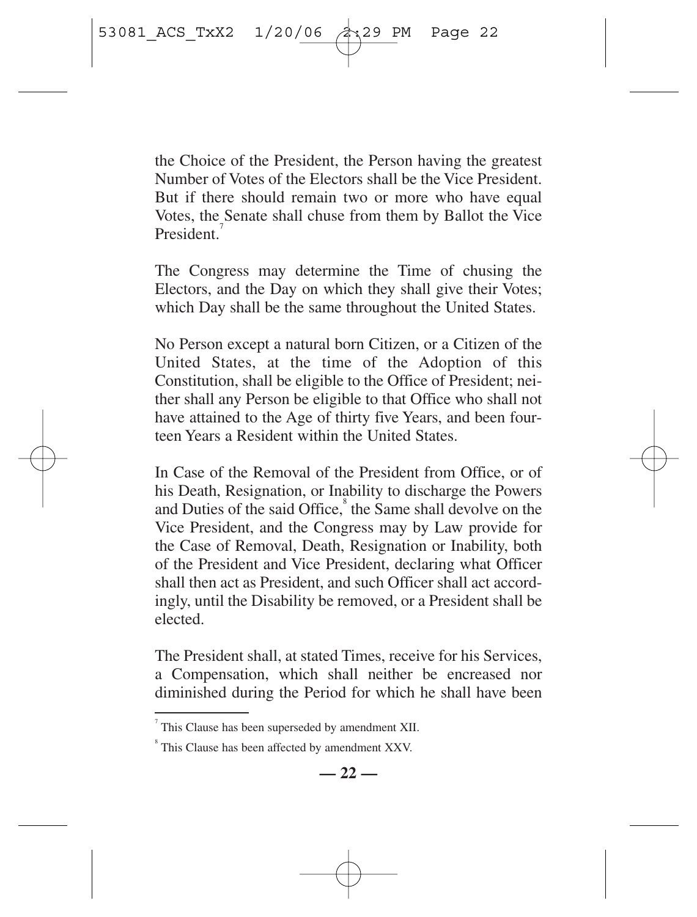the Choice of the President, the Person having the greatest Number of Votes of the Electors shall be the Vice President. But if there should remain two or more who have equal Votes, the Senate shall chuse from them by Ballot the Vice President.[7]

The Congress may determine the Time of chusing the Electors, and the Day on which they shall give their Votes; which Day shall be the same throughout the United States.

No Person except a natural born Citizen, or a Citizen of the United States, at the time of the Adoption of this Constitution, shall be eligible to the Office of President; neither shall any Person be eligible to that Office who shall not have attained to the Age of thirty five Years, and been fourteen Years a Resident within the United States.

In Case of the Removal of the President from Office, or of his Death, Resignation, or Inability to discharge the Powers and Duties of the said Office,[8] the Same shall devolve on the Vice President, and the Congress may by Law provide for the Case of Removal, Death, Resignation or Inability, both of the President and Vice President, declaring what Officer shall then act as President, and such Officer shall act accordingly, until the Disability be removed, or a President shall be elected.

The President shall, at stated Times, receive for his Services, a Compensation, which shall neither be encreased nor diminished during the Period for which he shall have been

---

[7] This Clause has been superseded by amendment XII.

[8] This Clause has been affected by amendment XXV.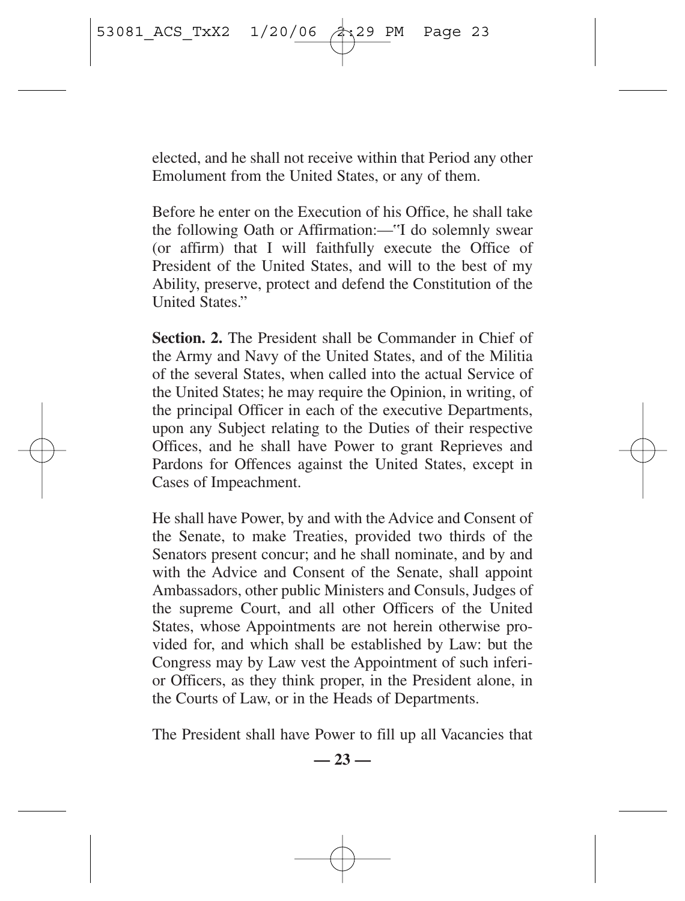elected, and he shall not receive within that Period any other Emolument from the United States, or any of them.

Before he enter on the Execution of his Office, he shall take the following Oath or Affirmation:—"I do solemnly swear (or affirm) that I will faithfully execute the Office of President of the United States, and will to the best of my Ability, preserve, protect and defend the Constitution of the United States."

**Section. 2.** The President shall be Commander in Chief of the Army and Navy of the United States, and of the Militia of the several States, when called into the actual Service of the United States; he may require the Opinion, in writing, of the principal Officer in each of the executive Departments, upon any Subject relating to the Duties of their respective Offices, and he shall have Power to grant Reprieves and Pardons for Offences against the United States, except in Cases of Impeachment.

He shall have Power, by and with the Advice and Consent of the Senate, to make Treaties, provided two thirds of the Senators present concur; and he shall nominate, and by and with the Advice and Consent of the Senate, shall appoint Ambassadors, other public Ministers and Consuls, Judges of the supreme Court, and all other Officers of the United States, whose Appointments are not herein otherwise provided for, and which shall be established by Law: but the Congress may by Law vest the Appointment of such inferior Officers, as they think proper, in the President alone, in the Courts of Law, or in the Heads of Departments.

The President shall have Power to fill up all Vacancies that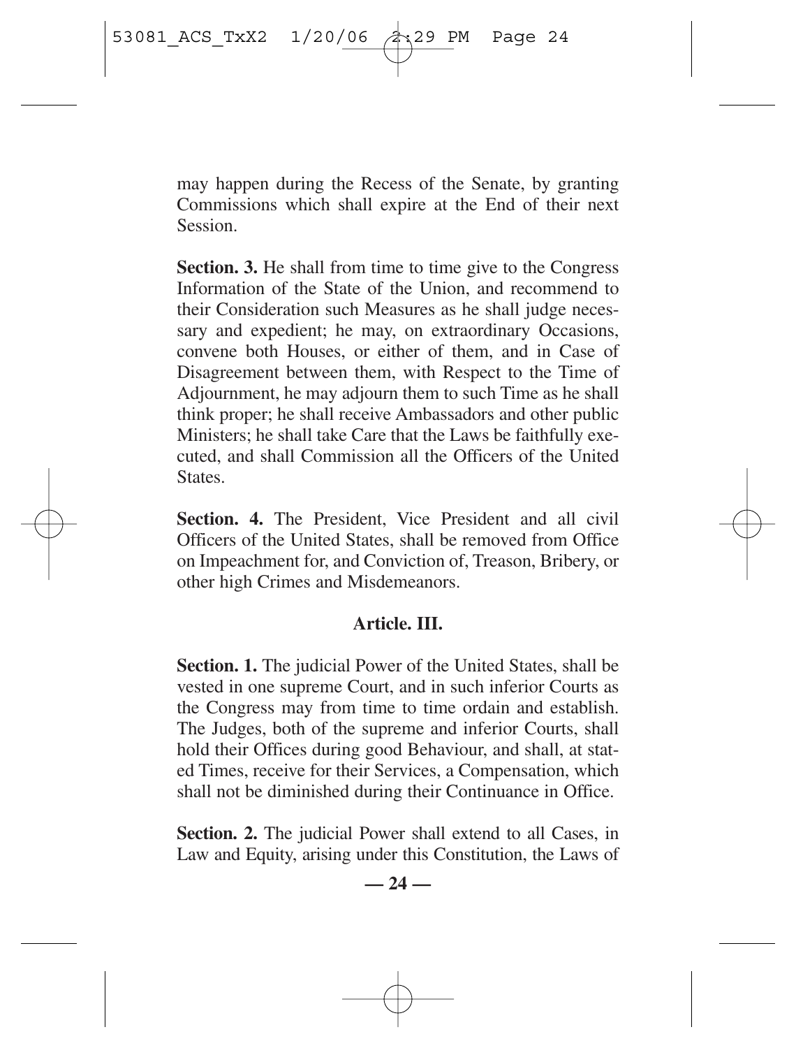may happen during the Recess of the Senate, by granting Commissions which shall expire at the End of their next Session.

**Section. 3.** He shall from time to time give to the Congress Information of the State of the Union, and recommend to their Consideration such Measures as he shall judge necessary and expedient; he may, on extraordinary Occasions, convene both Houses, or either of them, and in Case of Disagreement between them, with Respect to the Time of Adjournment, he may adjourn them to such Time as he shall think proper; he shall receive Ambassadors and other public Ministers; he shall take Care that the Laws be faithfully executed, and shall Commission all the Officers of the United States.

**Section. 4.** The President, Vice President and all civil Officers of the United States, shall be removed from Office on Impeachment for, and Conviction of, Treason, Bribery, or other high Crimes and Misdemeanors.

## Article. III.

**Section. 1.** The judicial Power of the United States, shall be vested in one supreme Court, and in such inferior Courts as the Congress may from time to time ordain and establish. The Judges, both of the supreme and inferior Courts, shall hold their Offices during good Behaviour, and shall, at stated Times, receive for their Services, a Compensation, which shall not be diminished during their Continuance in Office.

**Section. 2.** The judicial Power shall extend to all Cases, in Law and Equity, arising under this Constitution, the Laws of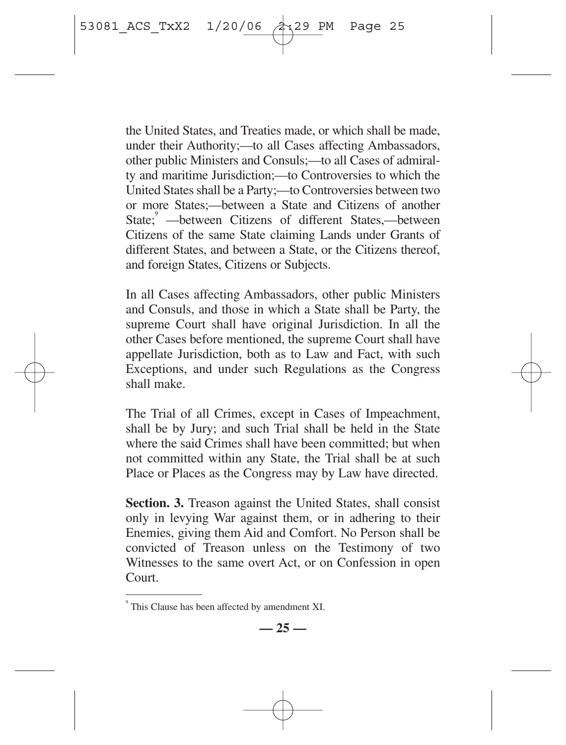the United States, and Treaties made, or which shall be made, under their Authority;—to all Cases affecting Ambassadors, other public Ministers and Consuls;—to all Cases of admiralty and maritime Jurisdiction;—to Controversies to which the United States shall be a Party;—to Controversies between two or more States;—between a State and Citizens of another State;[9] —between Citizens of different States,—between Citizens of the same State claiming Lands under Grants of different States, and between a State, or the Citizens thereof, and foreign States, Citizens or Subjects.

In all Cases affecting Ambassadors, other public Ministers and Consuls, and those in which a State shall be Party, the supreme Court shall have original Jurisdiction. In all the other Cases before mentioned, the supreme Court shall have appellate Jurisdiction, both as to Law and Fact, with such Exceptions, and under such Regulations as the Congress shall make.

The Trial of all Crimes, except in Cases of Impeachment, shall be by Jury; and such Trial shall be held in the State where the said Crimes shall have been committed; but when not committed within any State, the Trial shall be at such Place or Places as the Congress may by Law have directed.

**Section. 3.** Treason against the United States, shall consist only in levying War against them, or in adhering to their Enemies, giving them Aid and Comfort. No Person shall be convicted of Treason unless on the Testimony of two Witnesses to the same overt Act, or on Confession in open Court.

---

[9] This Clause has been affected by amendment XI.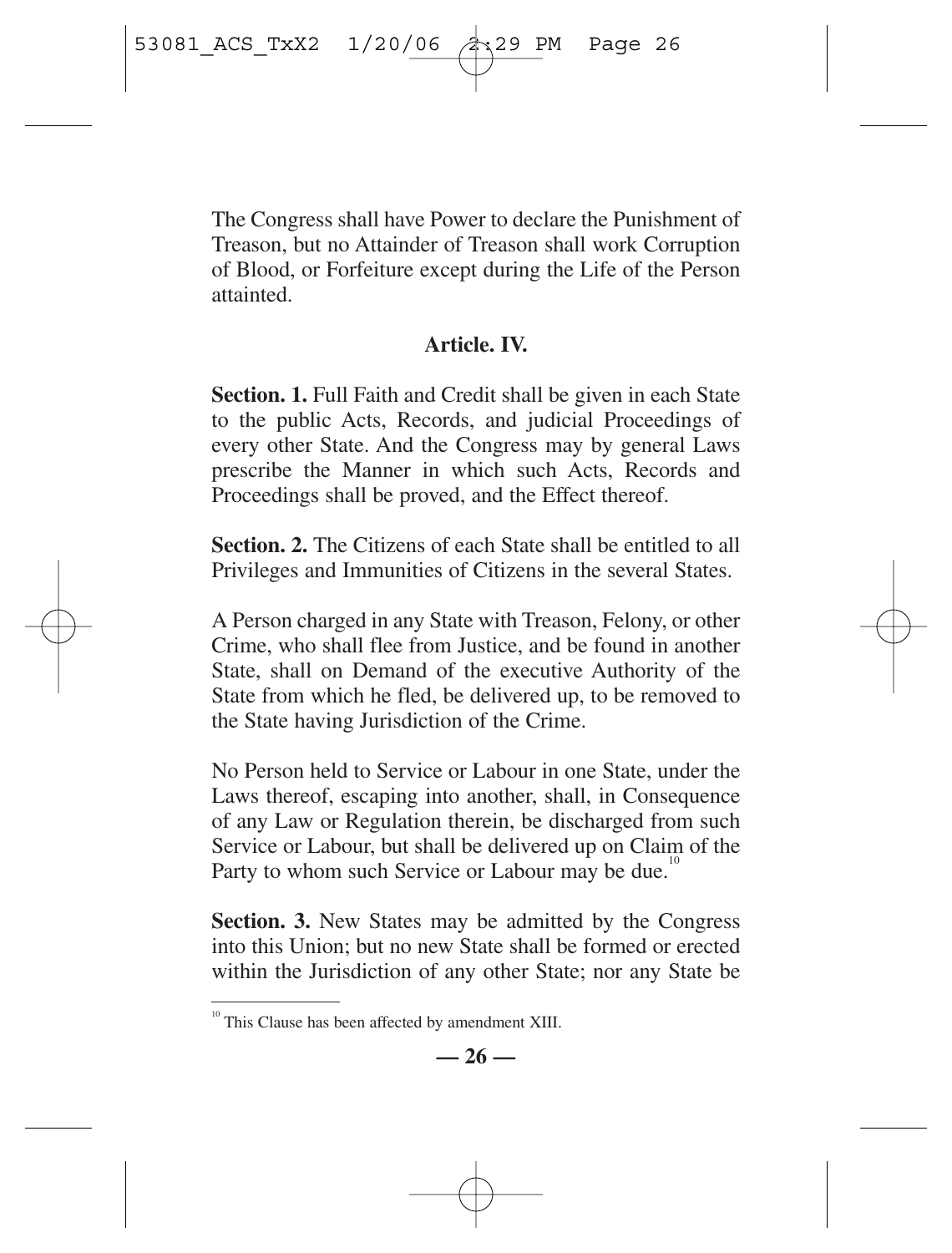The Congress shall have Power to declare the Punishment of Treason, but no Attainder of Treason shall work Corruption of Blood, or Forfeiture except during the Life of the Person attainted.

## Article. IV.

**Section. 1.** Full Faith and Credit shall be given in each State to the public Acts, Records, and judicial Proceedings of every other State. And the Congress may by general Laws prescribe the Manner in which such Acts, Records and Proceedings shall be proved, and the Effect thereof.

**Section. 2.** The Citizens of each State shall be entitled to all Privileges and Immunities of Citizens in the several States.

A Person charged in any State with Treason, Felony, or other Crime, who shall flee from Justice, and be found in another State, shall on Demand of the executive Authority of the State from which he fled, be delivered up, to be removed to the State having Jurisdiction of the Crime.

No Person held to Service or Labour in one State, under the Laws thereof, escaping into another, shall, in Consequence of any Law or Regulation therein, be discharged from such Service or Labour, but shall be delivered up on Claim of the Party to whom such Service or Labour may be due.[10]

**Section. 3.** New States may be admitted by the Congress into this Union; but no new State shall be formed or erected within the Jurisdiction of any other State; nor any State be

[10] This Clause has been affected by amendment XIII.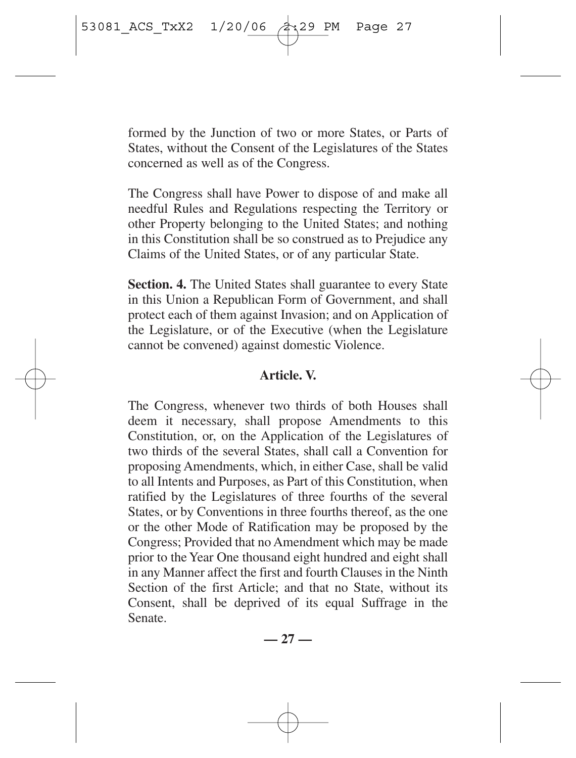formed by the Junction of two or more States, or Parts of States, without the Consent of the Legislatures of the States concerned as well as of the Congress.

The Congress shall have Power to dispose of and make all needful Rules and Regulations respecting the Territory or other Property belonging to the United States; and nothing in this Constitution shall be so construed as to Prejudice any Claims of the United States, or of any particular State.

**Section. 4.** The United States shall guarantee to every State in this Union a Republican Form of Government, and shall protect each of them against Invasion; and on Application of the Legislature, or of the Executive (when the Legislature cannot be convened) against domestic Violence.

## Article. V.

The Congress, whenever two thirds of both Houses shall deem it necessary, shall propose Amendments to this Constitution, or, on the Application of the Legislatures of two thirds of the several States, shall call a Convention for proposing Amendments, which, in either Case, shall be valid to all Intents and Purposes, as Part of this Constitution, when ratified by the Legislatures of three fourths of the several States, or by Conventions in three fourths thereof, as the one or the other Mode of Ratification may be proposed by the Congress; Provided that no Amendment which may be made prior to the Year One thousand eight hundred and eight shall in any Manner affect the first and fourth Clauses in the Ninth Section of the first Article; and that no State, without its Consent, shall be deprived of its equal Suffrage in the Senate.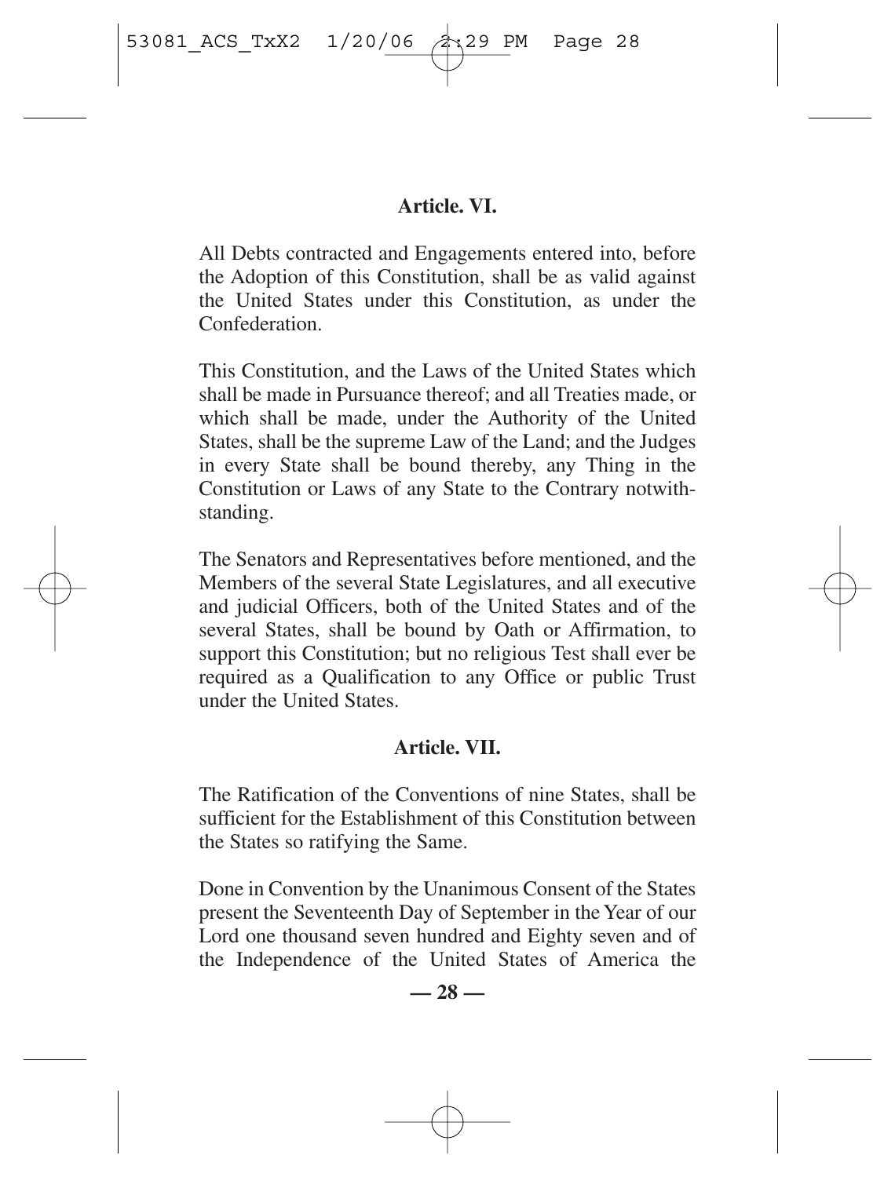## Article. VI.

All Debts contracted and Engagements entered into, before the Adoption of this Constitution, shall be as valid against the United States under this Constitution, as under the Confederation.

This Constitution, and the Laws of the United States which shall be made in Pursuance thereof; and all Treaties made, or which shall be made, under the Authority of the United States, shall be the supreme Law of the Land; and the Judges in every State shall be bound thereby, any Thing in the Constitution or Laws of any State to the Contrary notwithstanding.

The Senators and Representatives before mentioned, and the Members of the several State Legislatures, and all executive and judicial Officers, both of the United States and of the several States, shall be bound by Oath or Affirmation, to support this Constitution; but no religious Test shall ever be required as a Qualification to any Office or public Trust under the United States.

## Article. VII.

The Ratification of the Conventions of nine States, shall be sufficient for the Establishment of this Constitution between the States so ratifying the Same.

Done in Convention by the Unanimous Consent of the States present the Seventeenth Day of September in the Year of our Lord one thousand seven hundred and Eighty seven and of the Independence of the United States of America the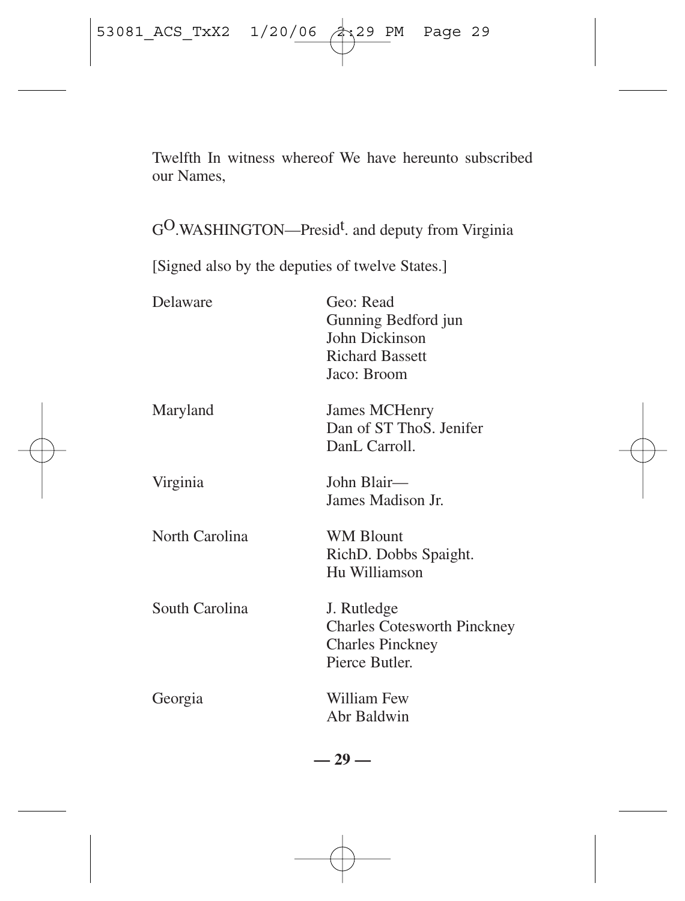Twelfth In witness whereof We have hereunto subscribed our Names,

G^O.WASHINGTON—Presid^t. and deputy from Virginia

[Signed also by the deputies of twelve States.]

| | |
|---|---|
| Delaware | Geo: Read<br>Gunning Bedford jun<br>John Dickinson<br>Richard Bassett<br>Jaco: Broom |
| Maryland | James MCHenry<br>Dan of ST ThoS. Jenifer<br>DanL Carroll. |
| Virginia | John Blair—<br>James Madison Jr. |
| North Carolina | WM Blount<br>RichD. Dobbs Spaight.<br>Hu Williamson |
| South Carolina | J. Rutledge<br>Charles Cotesworth Pinckney<br>Charles Pinckney<br>Pierce Butler. |
| Georgia | William Few<br>Abr Baldwin |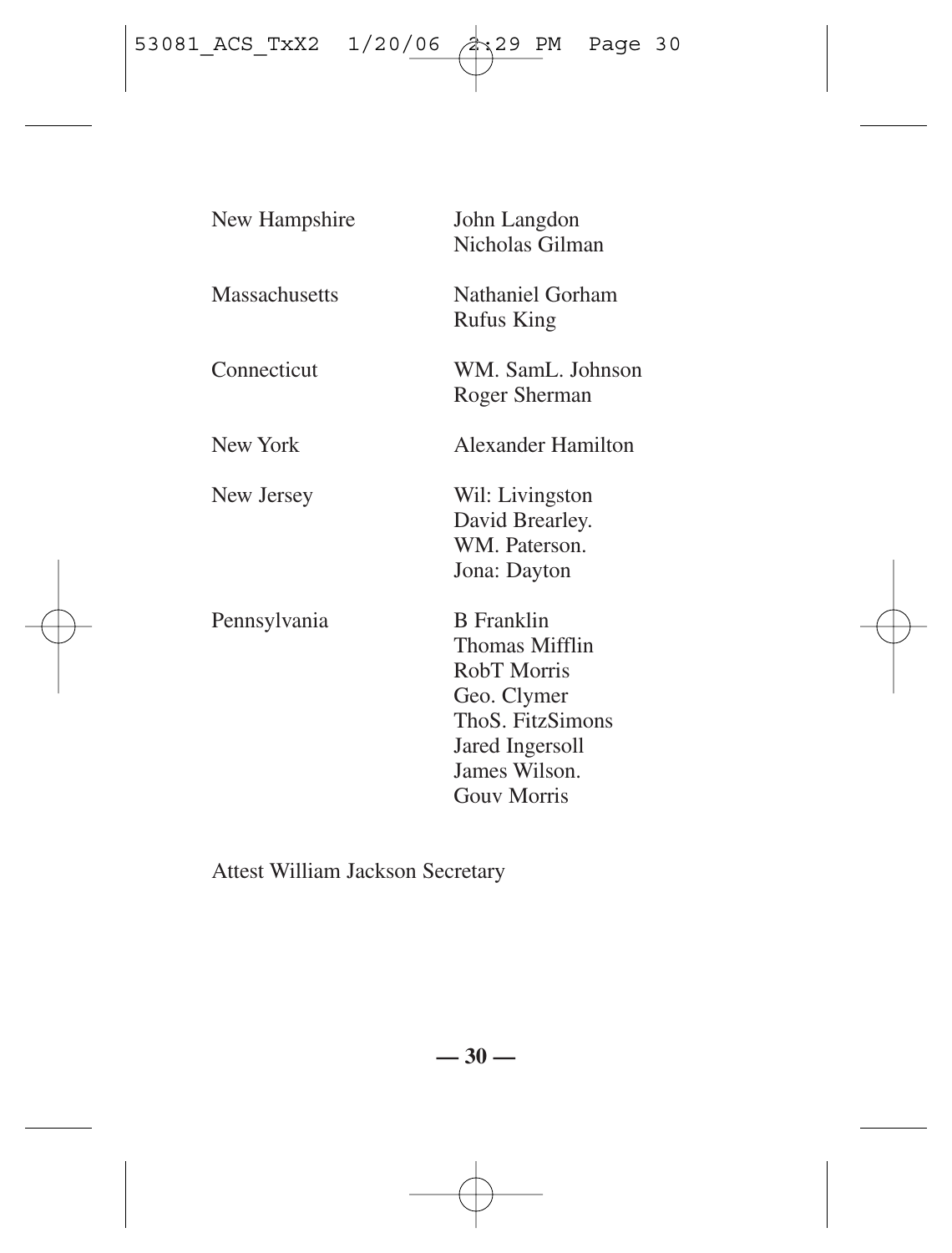| | |
|---|---|
| New Hampshire | John Langdon<br>Nicholas Gilman |
| Massachusetts | Nathaniel Gorham<br>Rufus King |
| Connecticut | WM. SamL. Johnson<br>Roger Sherman |
| New York | Alexander Hamilton |
| New Jersey | Wil: Livingston<br>David Brearley.<br>WM. Paterson.<br>Jona: Dayton |
| Pennsylvania | B Franklin<br>Thomas Mifflin<br>RobT Morris<br>Geo. Clymer<br>ThoS. FitzSimons<br>Jared Ingersoll<br>James Wilson.<br>Gouv Morris |

Attest William Jackson Secretary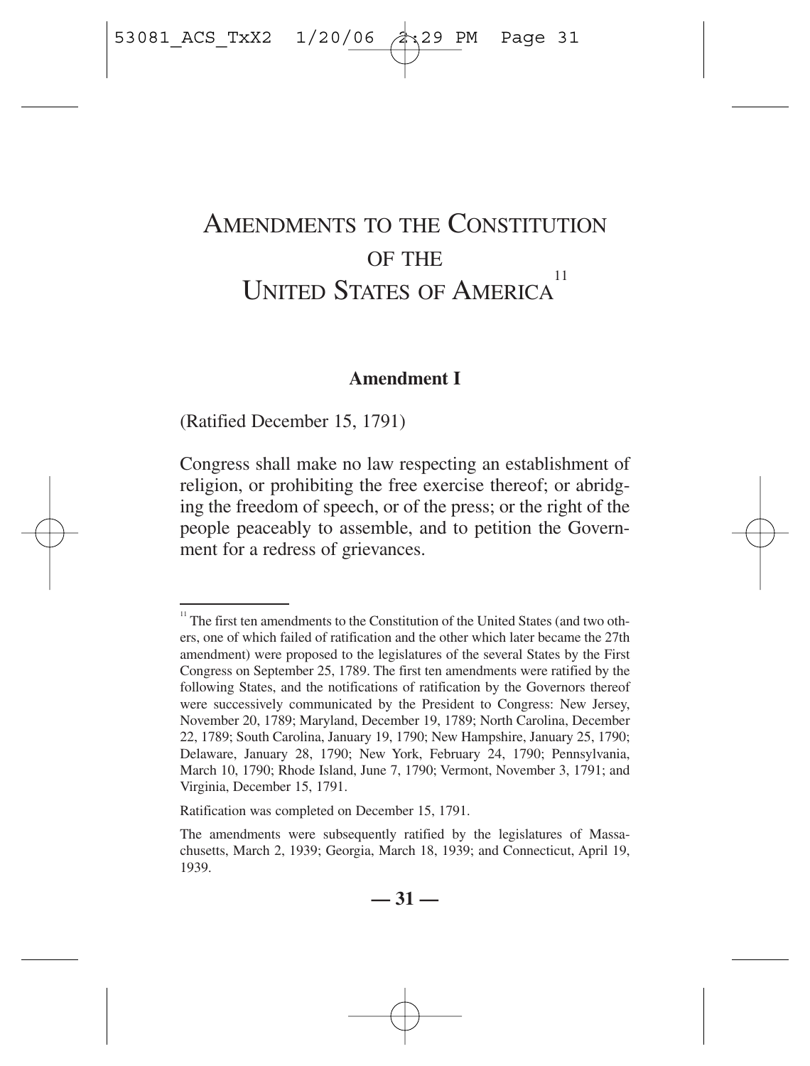# AMENDMENTS TO THE CONSTITUTION OF THE UNITED STATES OF AMERICA[11]

## Amendment I

(Ratified December 15, 1791)

Congress shall make no law respecting an establishment of religion, or prohibiting the free exercise thereof; or abridging the freedom of speech, or of the press; or the right of the people peaceably to assemble, and to petition the Government for a redress of grievances.

---

[11] The first ten amendments to the Constitution of the United States (and two others, one of which failed of ratification and the other which later became the 27th amendment) were proposed to the legislatures of the several States by the First Congress on September 25, 1789. The first ten amendments were ratified by the following States, and the notifications of ratification by the Governors thereof were successively communicated by the President to Congress: New Jersey, November 20, 1789; Maryland, December 19, 1789; North Carolina, December 22, 1789; South Carolina, January 19, 1790; New Hampshire, January 25, 1790; Delaware, January 28, 1790; New York, February 24, 1790; Pennsylvania, March 10, 1790; Rhode Island, June 7, 1790; Vermont, November 3, 1791; and Virginia, December 15, 1791.

Ratification was completed on December 15, 1791.

The amendments were subsequently ratified by the legislatures of Massachusetts, March 2, 1939; Georgia, March 18, 1939; and Connecticut, April 19, 1939.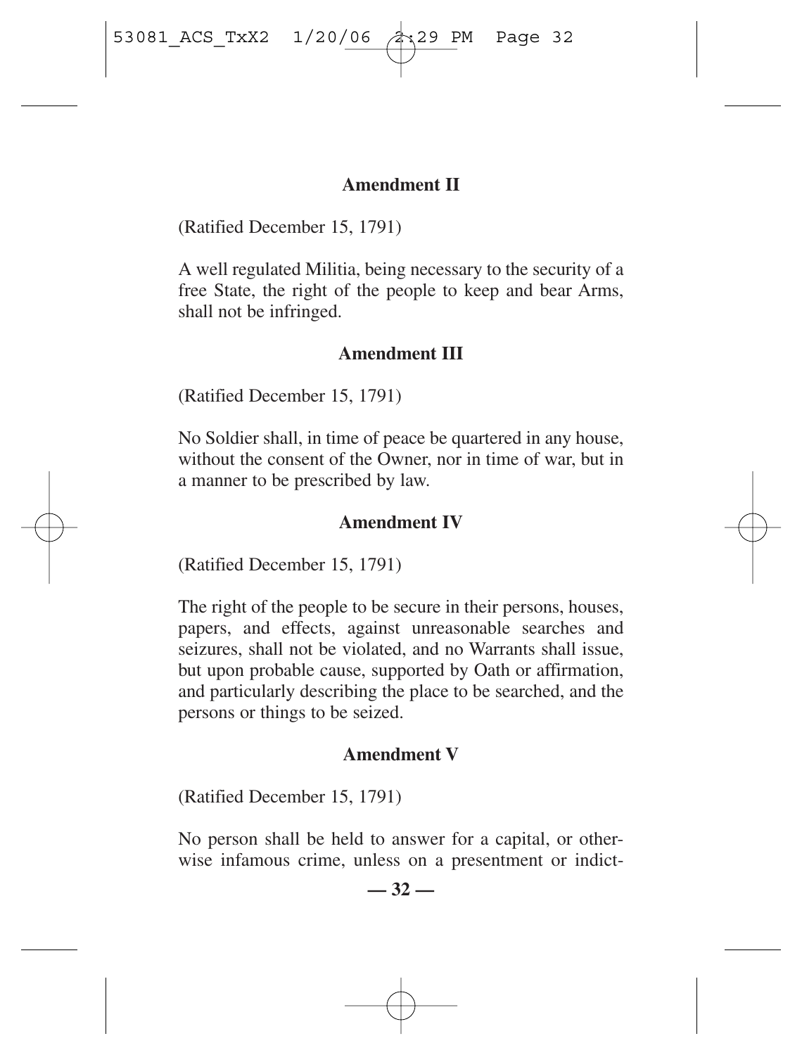## Amendment II

(Ratified December 15, 1791)

A well regulated Militia, being necessary to the security of a free State, the right of the people to keep and bear Arms, shall not be infringed.

## Amendment III

(Ratified December 15, 1791)

No Soldier shall, in time of peace be quartered in any house, without the consent of the Owner, nor in time of war, but in a manner to be prescribed by law.

## Amendment IV

(Ratified December 15, 1791)

The right of the people to be secure in their persons, houses, papers, and effects, against unreasonable searches and seizures, shall not be violated, and no Warrants shall issue, but upon probable cause, supported by Oath or affirmation, and particularly describing the place to be searched, and the persons or things to be seized.

## Amendment V

(Ratified December 15, 1791)

No person shall be held to answer for a capital, or otherwise infamous crime, unless on a presentment or indict-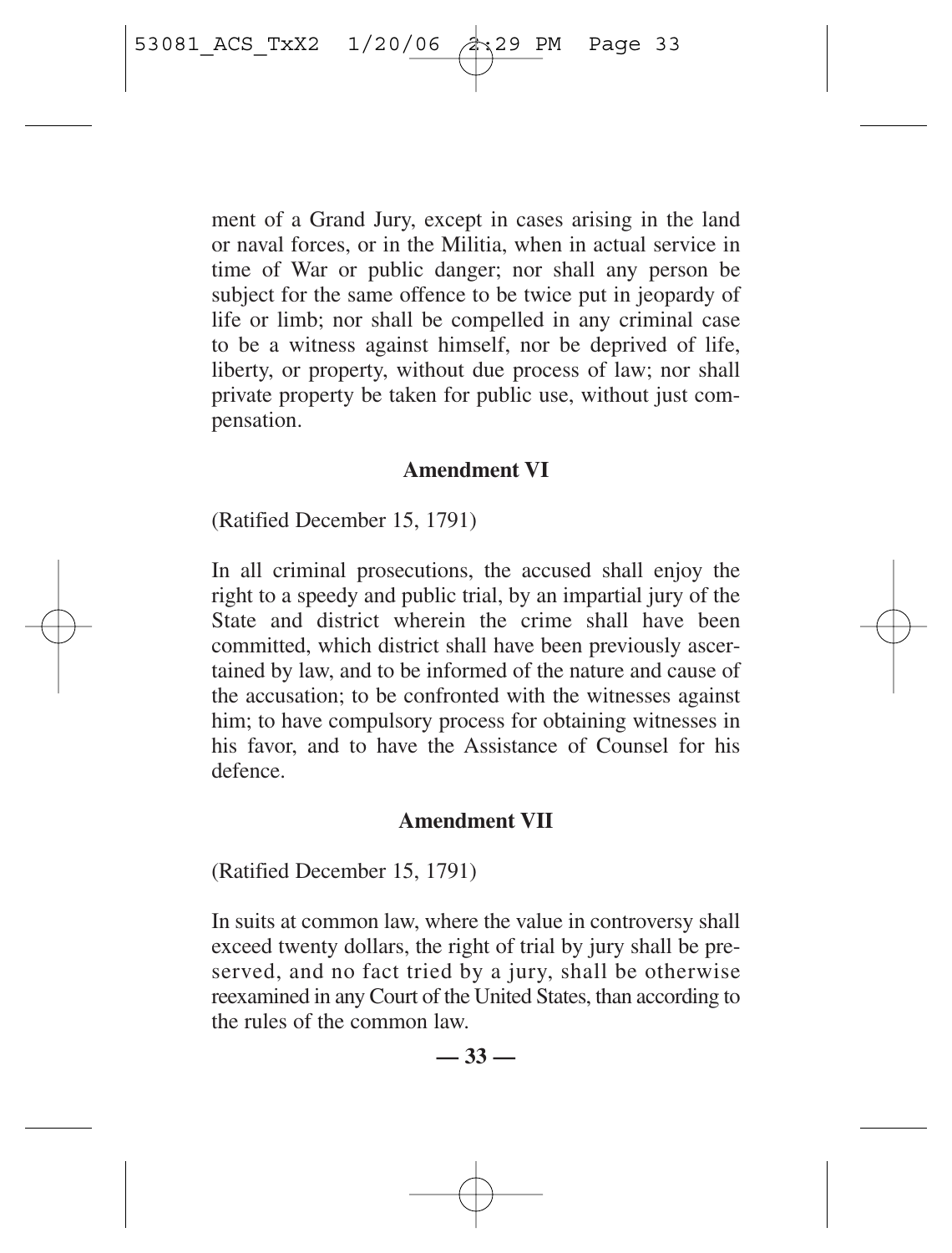ment of a Grand Jury, except in cases arising in the land or naval forces, or in the Militia, when in actual service in time of War or public danger; nor shall any person be subject for the same offence to be twice put in jeopardy of life or limb; nor shall be compelled in any criminal case to be a witness against himself, nor be deprived of life, liberty, or property, without due process of law; nor shall private property be taken for public use, without just compensation.

### Amendment VI

(Ratified December 15, 1791)

In all criminal prosecutions, the accused shall enjoy the right to a speedy and public trial, by an impartial jury of the State and district wherein the crime shall have been committed, which district shall have been previously ascertained by law, and to be informed of the nature and cause of the accusation; to be confronted with the witnesses against him; to have compulsory process for obtaining witnesses in his favor, and to have the Assistance of Counsel for his defence.

### Amendment VII

(Ratified December 15, 1791)

In suits at common law, where the value in controversy shall exceed twenty dollars, the right of trial by jury shall be preserved, and no fact tried by a jury, shall be otherwise reexamined in any Court of the United States, than according to the rules of the common law.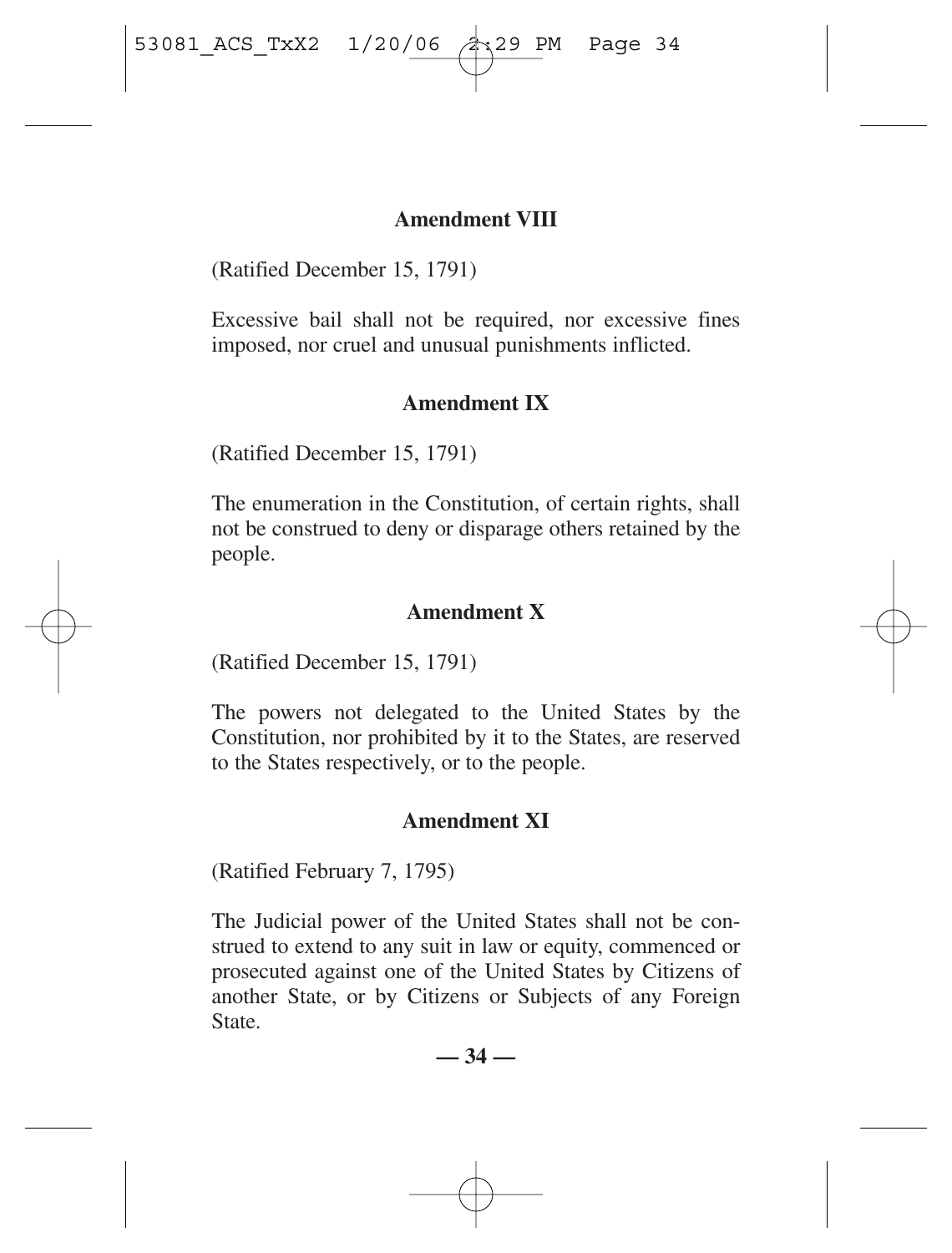### Amendment VIII

(Ratified December 15, 1791)

Excessive bail shall not be required, nor excessive fines imposed, nor cruel and unusual punishments inflicted.

### Amendment IX

(Ratified December 15, 1791)

The enumeration in the Constitution, of certain rights, shall not be construed to deny or disparage others retained by the people.

### Amendment X

(Ratified December 15, 1791)

The powers not delegated to the United States by the Constitution, nor prohibited by it to the States, are reserved to the States respectively, or to the people.

### Amendment XI

(Ratified February 7, 1795)

The Judicial power of the United States shall not be construed to extend to any suit in law or equity, commenced or prosecuted against one of the United States by Citizens of another State, or by Citizens or Subjects of any Foreign State.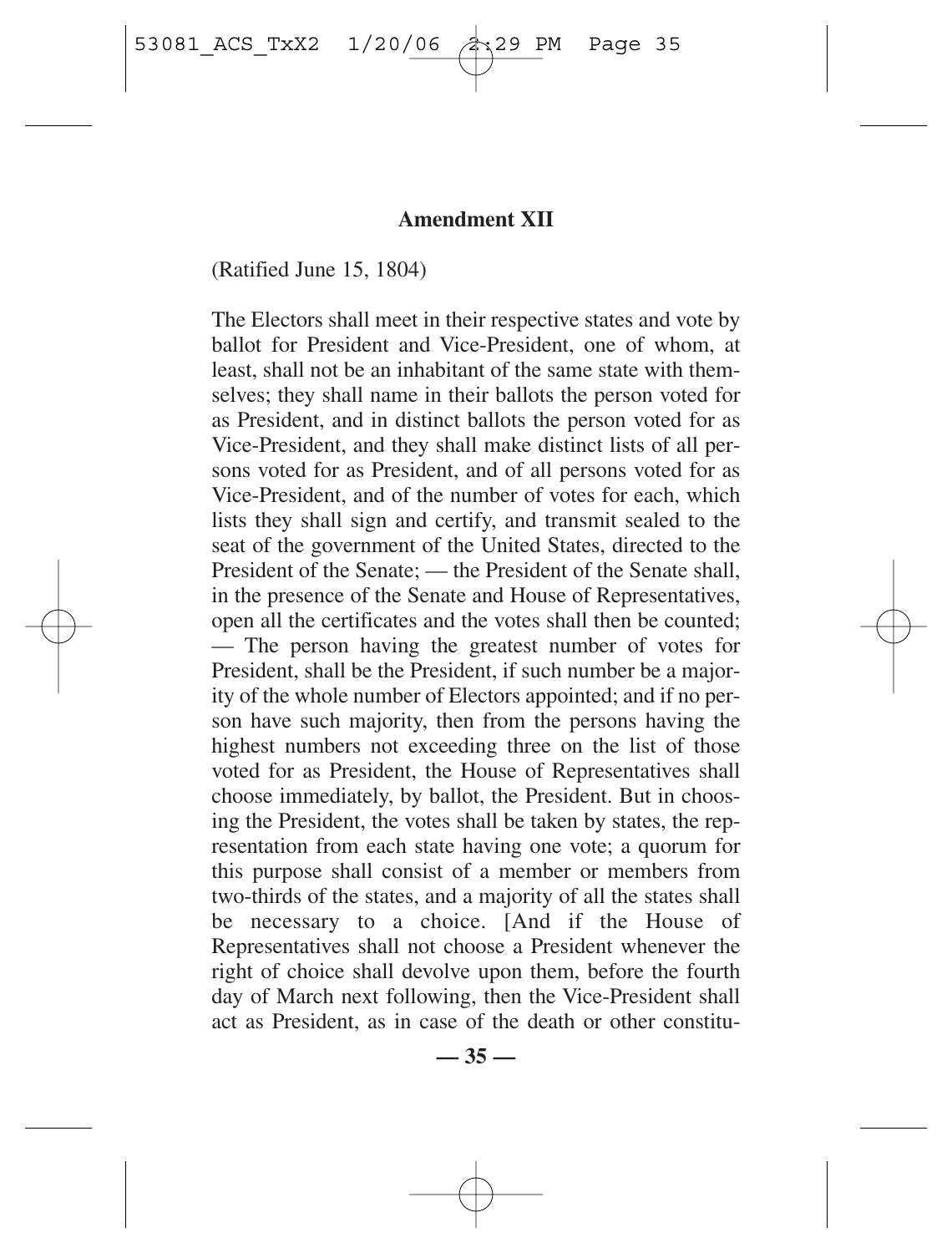## Amendment XII

(Ratified June 15, 1804)

The Electors shall meet in their respective states and vote by ballot for President and Vice-President, one of whom, at least, shall not be an inhabitant of the same state with themselves; they shall name in their ballots the person voted for as President, and in distinct ballots the person voted for as Vice-President, and they shall make distinct lists of all persons voted for as President, and of all persons voted for as Vice-President, and of the number of votes for each, which lists they shall sign and certify, and transmit sealed to the seat of the government of the United States, directed to the President of the Senate; — the President of the Senate shall, in the presence of the Senate and House of Representatives, open all the certificates and the votes shall then be counted; — The person having the greatest number of votes for President, shall be the President, if such number be a majority of the whole number of Electors appointed; and if no person have such majority, then from the persons having the highest numbers not exceeding three on the list of those voted for as President, the House of Representatives shall choose immediately, by ballot, the President. But in choosing the President, the votes shall be taken by states, the representation from each state having one vote; a quorum for this purpose shall consist of a member or members from two-thirds of the states, and a majority of all the states shall be necessary to a choice. [And if the House of Representatives shall not choose a President whenever the right of choice shall devolve upon them, before the fourth day of March next following, then the Vice-President shall act as President, as in case of the death or other constitu-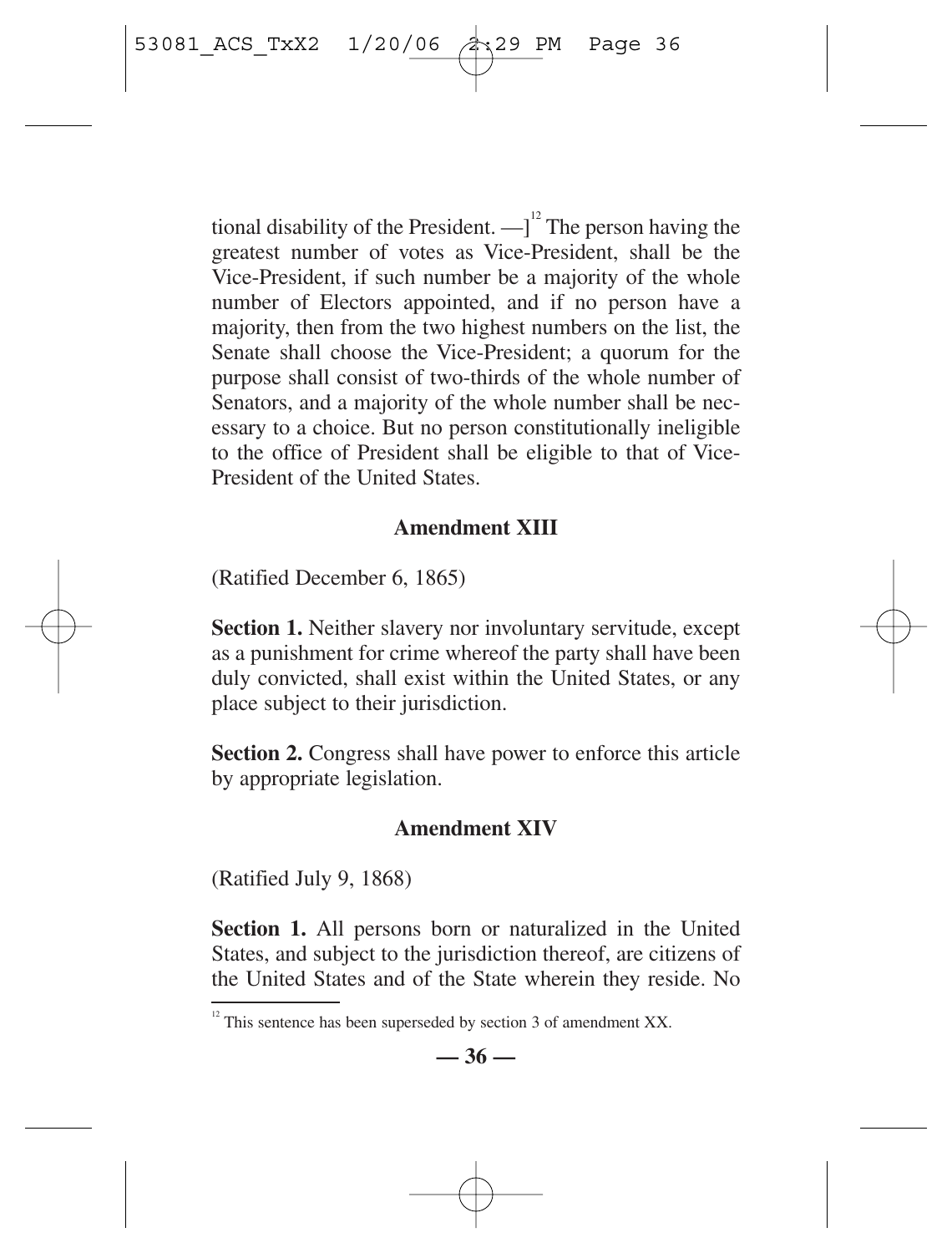tional disability of the President. —][12] The person having the greatest number of votes as Vice-President, shall be the Vice-President, if such number be a majority of the whole number of Electors appointed, and if no person have a majority, then from the two highest numbers on the list, the Senate shall choose the Vice-President; a quorum for the purpose shall consist of two-thirds of the whole number of Senators, and a majority of the whole number shall be necessary to a choice. But no person constitutionally ineligible to the office of President shall be eligible to that of Vice-President of the United States.

### Amendment XIII

(Ratified December 6, 1865)

**Section 1.** Neither slavery nor involuntary servitude, except as a punishment for crime whereof the party shall have been duly convicted, shall exist within the United States, or any place subject to their jurisdiction.

**Section 2.** Congress shall have power to enforce this article by appropriate legislation.

### Amendment XIV

(Ratified July 9, 1868)

**Section 1.** All persons born or naturalized in the United States, and subject to the jurisdiction thereof, are citizens of the United States and of the State wherein they reside. No

[12] This sentence has been superseded by section 3 of amendment XX.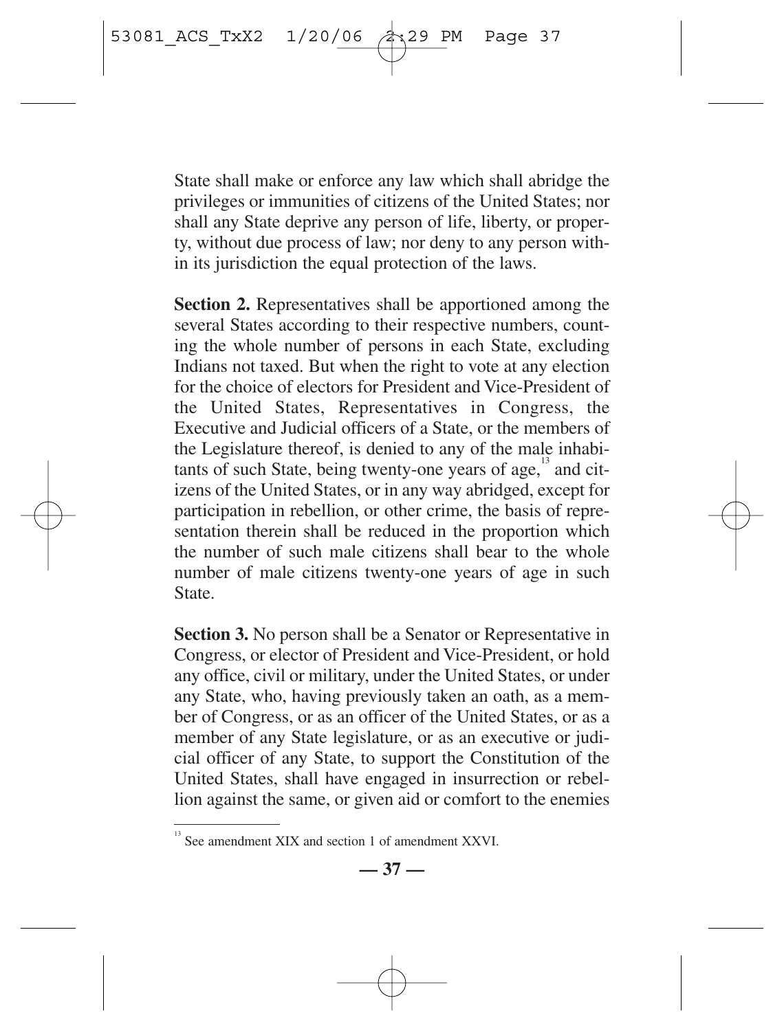State shall make or enforce any law which shall abridge the privileges or immunities of citizens of the United States; nor shall any State deprive any person of life, liberty, or property, without due process of law; nor deny to any person within its jurisdiction the equal protection of the laws.

**Section 2.** Representatives shall be apportioned among the several States according to their respective numbers, counting the whole number of persons in each State, excluding Indians not taxed. But when the right to vote at any election for the choice of electors for President and Vice-President of the United States, Representatives in Congress, the Executive and Judicial officers of a State, or the members of the Legislature thereof, is denied to any of the male inhabitants of such State, being twenty-one years of age,[13] and citizens of the United States, or in any way abridged, except for participation in rebellion, or other crime, the basis of representation therein shall be reduced in the proportion which the number of such male citizens shall bear to the whole number of male citizens twenty-one years of age in such State.

**Section 3.** No person shall be a Senator or Representative in Congress, or elector of President and Vice-President, or hold any office, civil or military, under the United States, or under any State, who, having previously taken an oath, as a member of Congress, or as an officer of the United States, or as a member of any State legislature, or as an executive or judicial officer of any State, to support the Constitution of the United States, shall have engaged in insurrection or rebellion against the same, or given aid or comfort to the enemies

---

[13] See amendment XIX and section 1 of amendment XXVI.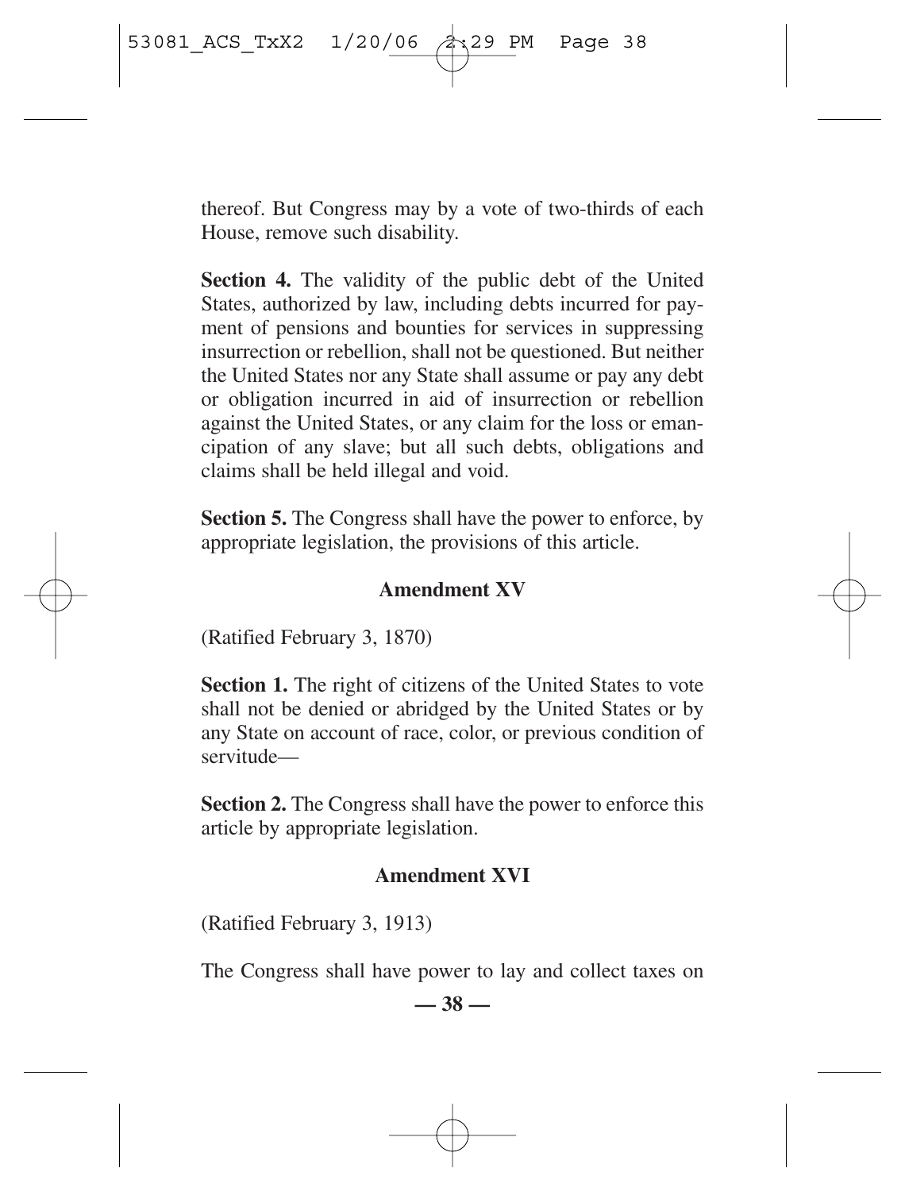thereof. But Congress may by a vote of two-thirds of each House, remove such disability.

**Section 4.** The validity of the public debt of the United States, authorized by law, including debts incurred for payment of pensions and bounties for services in suppressing insurrection or rebellion, shall not be questioned. But neither the United States nor any State shall assume or pay any debt or obligation incurred in aid of insurrection or rebellion against the United States, or any claim for the loss or emancipation of any slave; but all such debts, obligations and claims shall be held illegal and void.

**Section 5.** The Congress shall have the power to enforce, by appropriate legislation, the provisions of this article.

### Amendment XV

(Ratified February 3, 1870)

**Section 1.** The right of citizens of the United States to vote shall not be denied or abridged by the United States or by any State on account of race, color, or previous condition of servitude—

**Section 2.** The Congress shall have the power to enforce this article by appropriate legislation.

### Amendment XVI

(Ratified February 3, 1913)

The Congress shall have power to lay and collect taxes on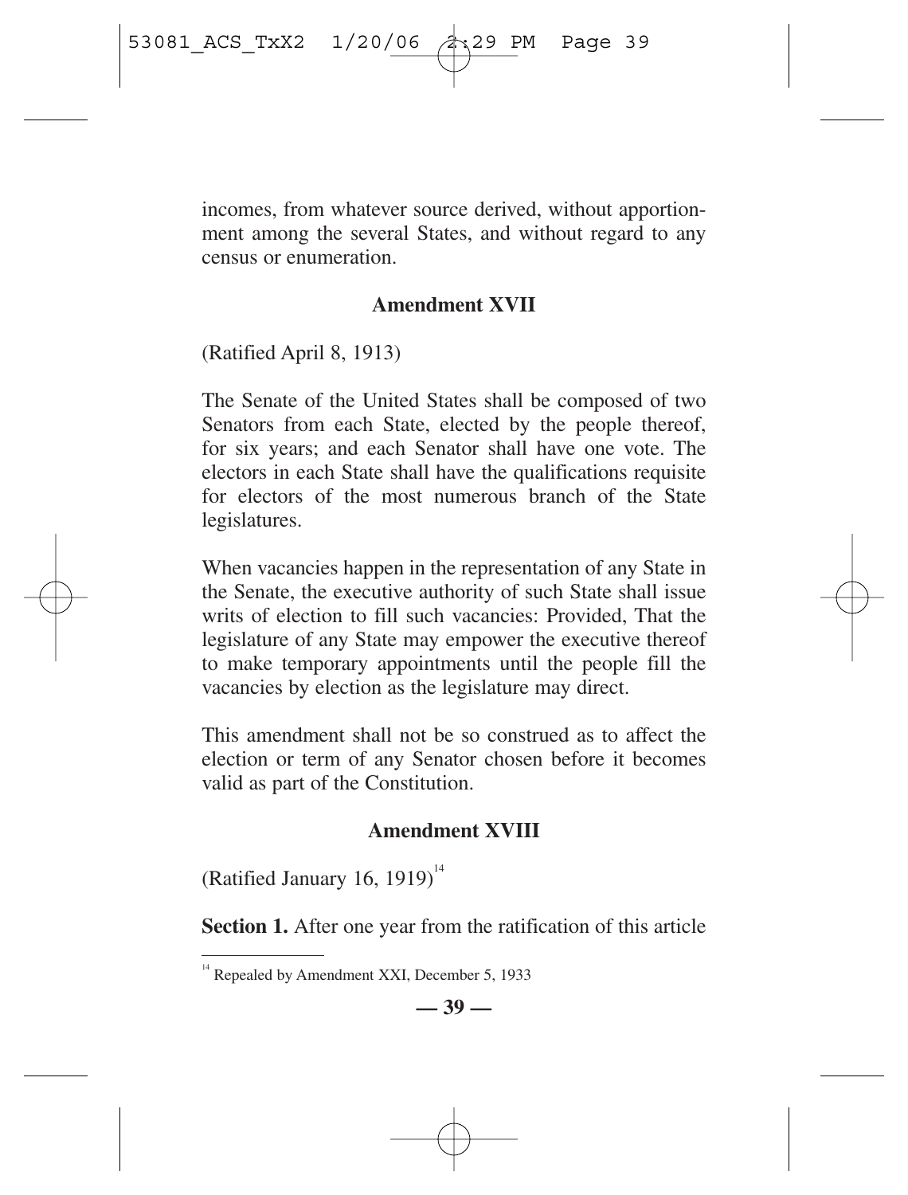incomes, from whatever source derived, without apportionment among the several States, and without regard to any census or enumeration.

### Amendment XVII

(Ratified April 8, 1913)

The Senate of the United States shall be composed of two Senators from each State, elected by the people thereof, for six years; and each Senator shall have one vote. The electors in each State shall have the qualifications requisite for electors of the most numerous branch of the State legislatures.

When vacancies happen in the representation of any State in the Senate, the executive authority of such State shall issue writs of election to fill such vacancies: Provided, That the legislature of any State may empower the executive thereof to make temporary appointments until the people fill the vacancies by election as the legislature may direct.

This amendment shall not be so construed as to affect the election or term of any Senator chosen before it becomes valid as part of the Constitution.

### Amendment XVIII

(Ratified January 16, 1919)[14]

**Section 1.** After one year from the ratification of this article

[14] Repealed by Amendment XXI, December 5, 1933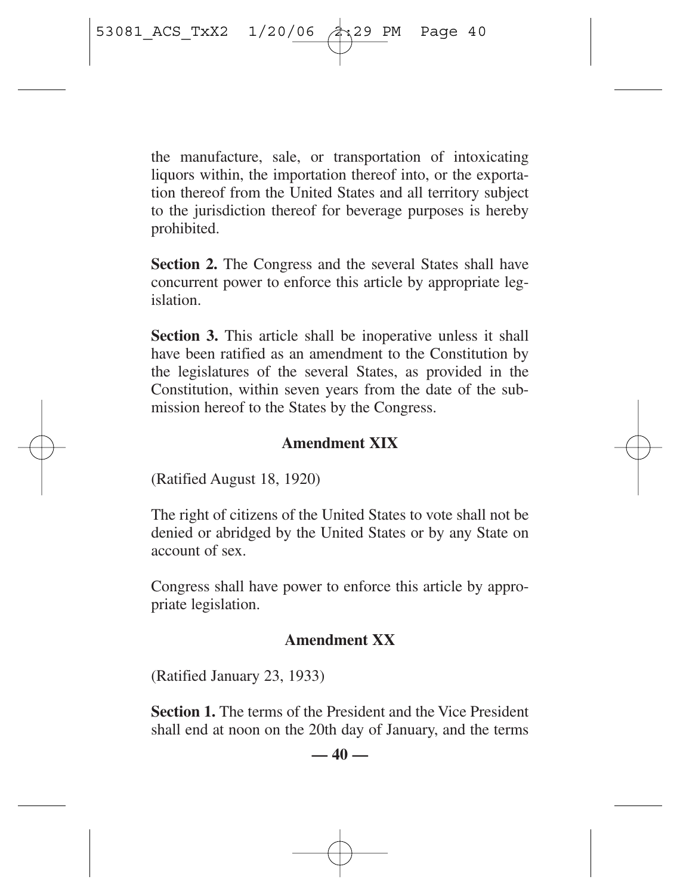the manufacture, sale, or transportation of intoxicating liquors within, the importation thereof into, or the exportation thereof from the United States and all territory subject to the jurisdiction thereof for beverage purposes is hereby prohibited.

**Section 2.** The Congress and the several States shall have concurrent power to enforce this article by appropriate legislation.

**Section 3.** This article shall be inoperative unless it shall have been ratified as an amendment to the Constitution by the legislatures of the several States, as provided in the Constitution, within seven years from the date of the submission hereof to the States by the Congress.

### Amendment XIX

(Ratified August 18, 1920)

The right of citizens of the United States to vote shall not be denied or abridged by the United States or by any State on account of sex.

Congress shall have power to enforce this article by appropriate legislation.

### Amendment XX

(Ratified January 23, 1933)

**Section 1.** The terms of the President and the Vice President shall end at noon on the 20th day of January, and the terms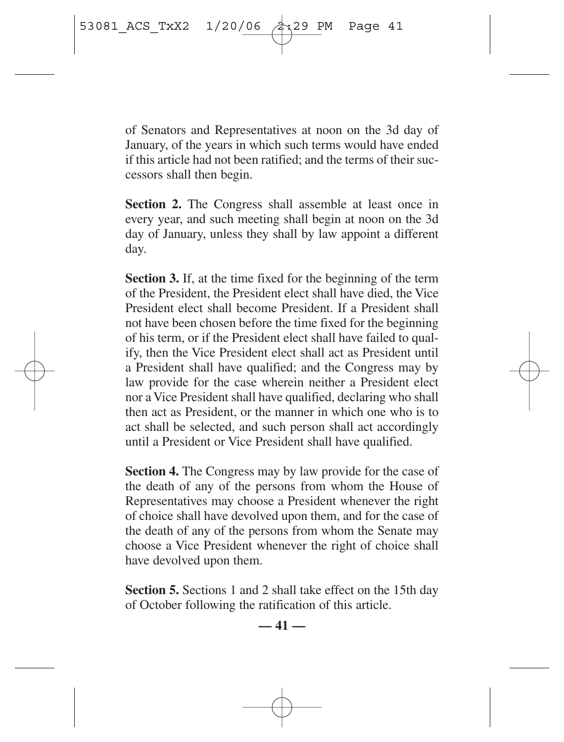of Senators and Representatives at noon on the 3d day of January, of the years in which such terms would have ended if this article had not been ratified; and the terms of their successors shall then begin.

**Section 2.** The Congress shall assemble at least once in every year, and such meeting shall begin at noon on the 3d day of January, unless they shall by law appoint a different day.

**Section 3.** If, at the time fixed for the beginning of the term of the President, the President elect shall have died, the Vice President elect shall become President. If a President shall not have been chosen before the time fixed for the beginning of his term, or if the President elect shall have failed to qualify, then the Vice President elect shall act as President until a President shall have qualified; and the Congress may by law provide for the case wherein neither a President elect nor a Vice President shall have qualified, declaring who shall then act as President, or the manner in which one who is to act shall be selected, and such person shall act accordingly until a President or Vice President shall have qualified.

**Section 4.** The Congress may by law provide for the case of the death of any of the persons from whom the House of Representatives may choose a President whenever the right of choice shall have devolved upon them, and for the case of the death of any of the persons from whom the Senate may choose a Vice President whenever the right of choice shall have devolved upon them.

**Section 5.** Sections 1 and 2 shall take effect on the 15th day of October following the ratification of this article.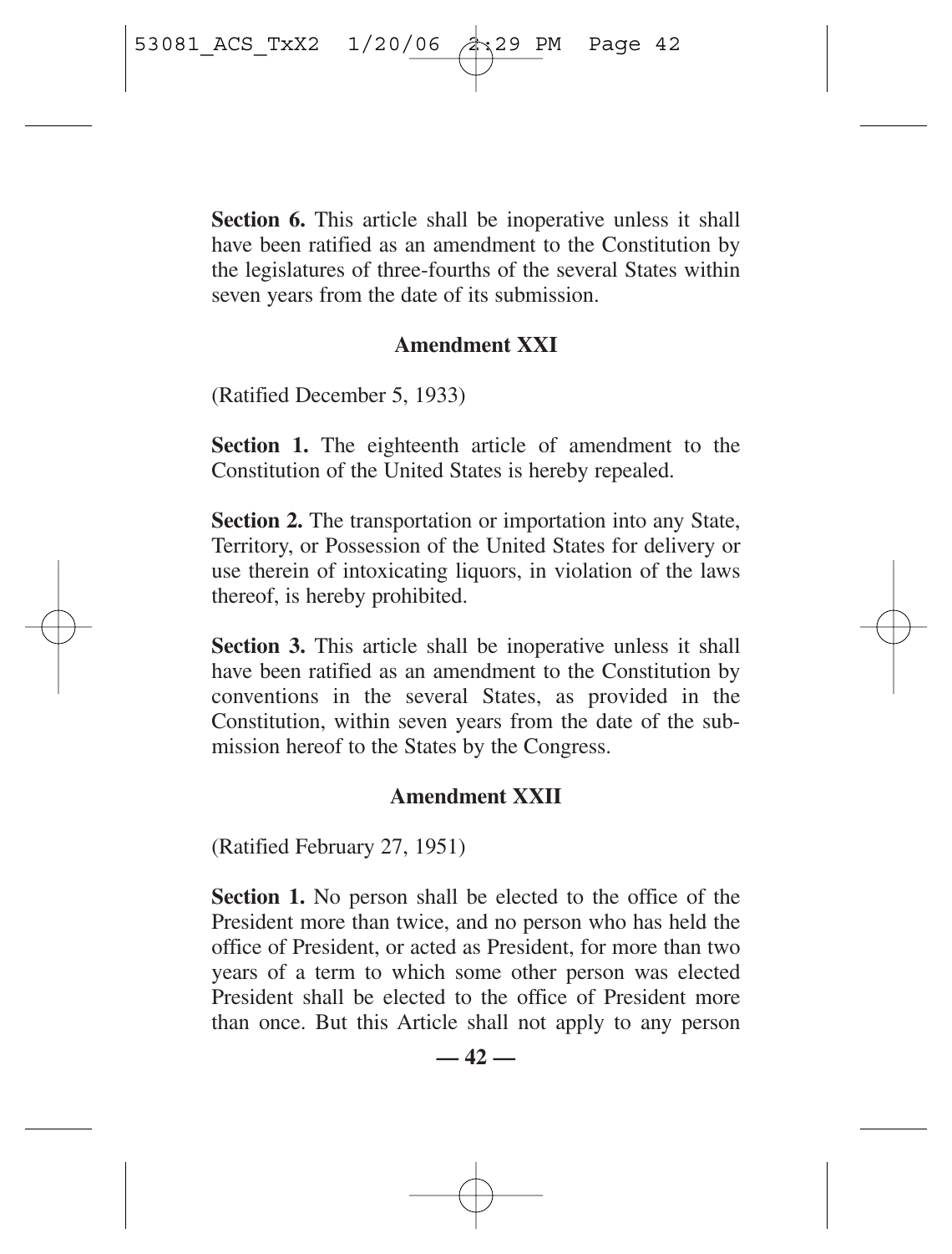**Section 6.** This article shall be inoperative unless it shall have been ratified as an amendment to the Constitution by the legislatures of three-fourths of the several States within seven years from the date of its submission.

### Amendment XXI

(Ratified December 5, 1933)

**Section 1.** The eighteenth article of amendment to the Constitution of the United States is hereby repealed.

**Section 2.** The transportation or importation into any State, Territory, or Possession of the United States for delivery or use therein of intoxicating liquors, in violation of the laws thereof, is hereby prohibited.

**Section 3.** This article shall be inoperative unless it shall have been ratified as an amendment to the Constitution by conventions in the several States, as provided in the Constitution, within seven years from the date of the submission hereof to the States by the Congress.

### Amendment XXII

(Ratified February 27, 1951)

**Section 1.** No person shall be elected to the office of the President more than twice, and no person who has held the office of President, or acted as President, for more than two years of a term to which some other person was elected President shall be elected to the office of President more than once. But this Article shall not apply to any person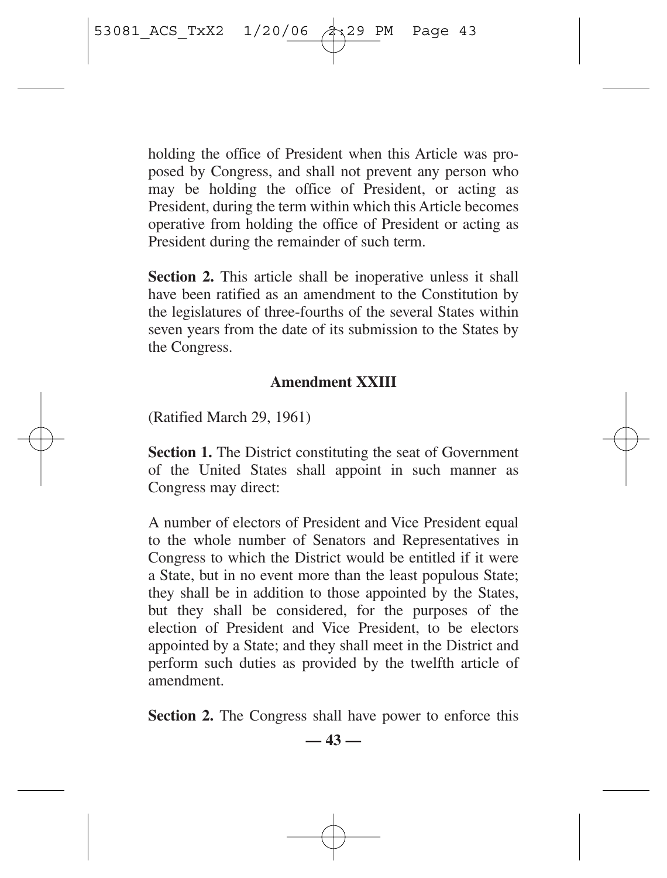holding the office of President when this Article was proposed by Congress, and shall not prevent any person who may be holding the office of President, or acting as President, during the term within which this Article becomes operative from holding the office of President or acting as President during the remainder of such term.

**Section 2.** This article shall be inoperative unless it shall have been ratified as an amendment to the Constitution by the legislatures of three-fourths of the several States within seven years from the date of its submission to the States by the Congress.

### Amendment XXIII

(Ratified March 29, 1961)

**Section 1.** The District constituting the seat of Government of the United States shall appoint in such manner as Congress may direct:

A number of electors of President and Vice President equal to the whole number of Senators and Representatives in Congress to which the District would be entitled if it were a State, but in no event more than the least populous State; they shall be in addition to those appointed by the States, but they shall be considered, for the purposes of the election of President and Vice President, to be electors appointed by a State; and they shall meet in the District and perform such duties as provided by the twelfth article of amendment.

**Section 2.** The Congress shall have power to enforce this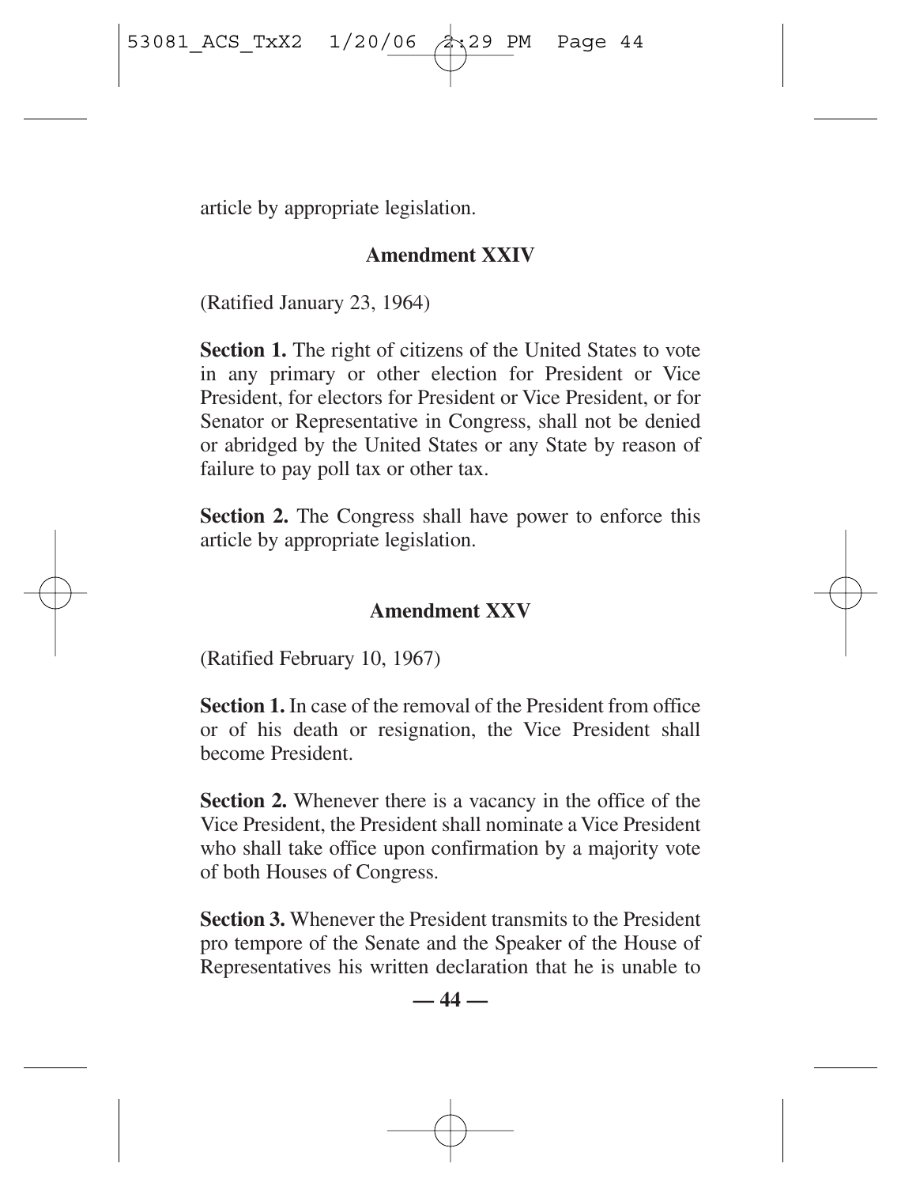article by appropriate legislation.

## Amendment XXIV

(Ratified January 23, 1964)

**Section 1.** The right of citizens of the United States to vote in any primary or other election for President or Vice President, for electors for President or Vice President, or for Senator or Representative in Congress, shall not be denied or abridged by the United States or any State by reason of failure to pay poll tax or other tax.

**Section 2.** The Congress shall have power to enforce this article by appropriate legislation.

## Amendment XXV

(Ratified February 10, 1967)

**Section 1.** In case of the removal of the President from office or of his death or resignation, the Vice President shall become President.

**Section 2.** Whenever there is a vacancy in the office of the Vice President, the President shall nominate a Vice President who shall take office upon confirmation by a majority vote of both Houses of Congress.

**Section 3.** Whenever the President transmits to the President pro tempore of the Senate and the Speaker of the House of Representatives his written declaration that he is unable to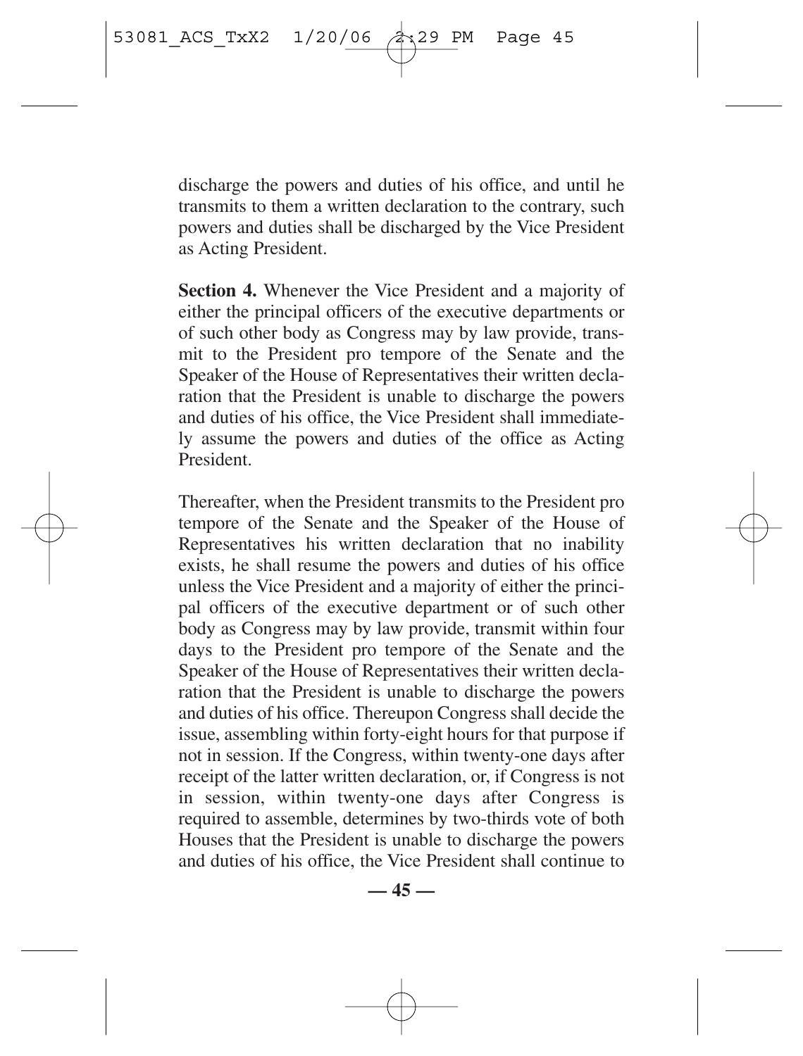discharge the powers and duties of his office, and until he transmits to them a written declaration to the contrary, such powers and duties shall be discharged by the Vice President as Acting President.

**Section 4.** Whenever the Vice President and a majority of either the principal officers of the executive departments or of such other body as Congress may by law provide, transmit to the President pro tempore of the Senate and the Speaker of the House of Representatives their written declaration that the President is unable to discharge the powers and duties of his office, the Vice President shall immediately assume the powers and duties of the office as Acting President.

Thereafter, when the President transmits to the President pro tempore of the Senate and the Speaker of the House of Representatives his written declaration that no inability exists, he shall resume the powers and duties of his office unless the Vice President and a majority of either the principal officers of the executive department or of such other body as Congress may by law provide, transmit within four days to the President pro tempore of the Senate and the Speaker of the House of Representatives their written declaration that the President is unable to discharge the powers and duties of his office. Thereupon Congress shall decide the issue, assembling within forty-eight hours for that purpose if not in session. If the Congress, within twenty-one days after receipt of the latter written declaration, or, if Congress is not in session, within twenty-one days after Congress is required to assemble, determines by two-thirds vote of both Houses that the President is unable to discharge the powers and duties of his office, the Vice President shall continue to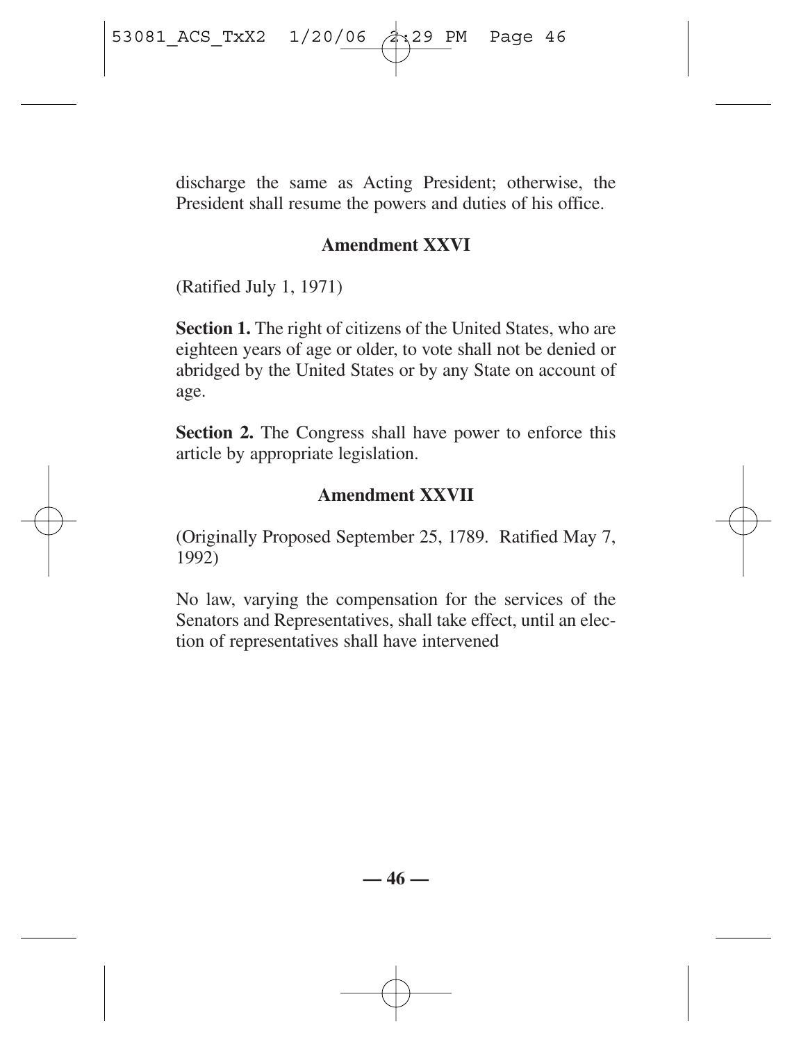discharge the same as Acting President; otherwise, the President shall resume the powers and duties of his office.

### Amendment XXVI

(Ratified July 1, 1971)

**Section 1.** The right of citizens of the United States, who are eighteen years of age or older, to vote shall not be denied or abridged by the United States or by any State on account of age.

**Section 2.** The Congress shall have power to enforce this article by appropriate legislation.

### Amendment XXVII

(Originally Proposed September 25, 1789. Ratified May 7, 1992)

No law, varying the compensation for the services of the Senators and Representatives, shall take effect, until an election of representatives shall have intervened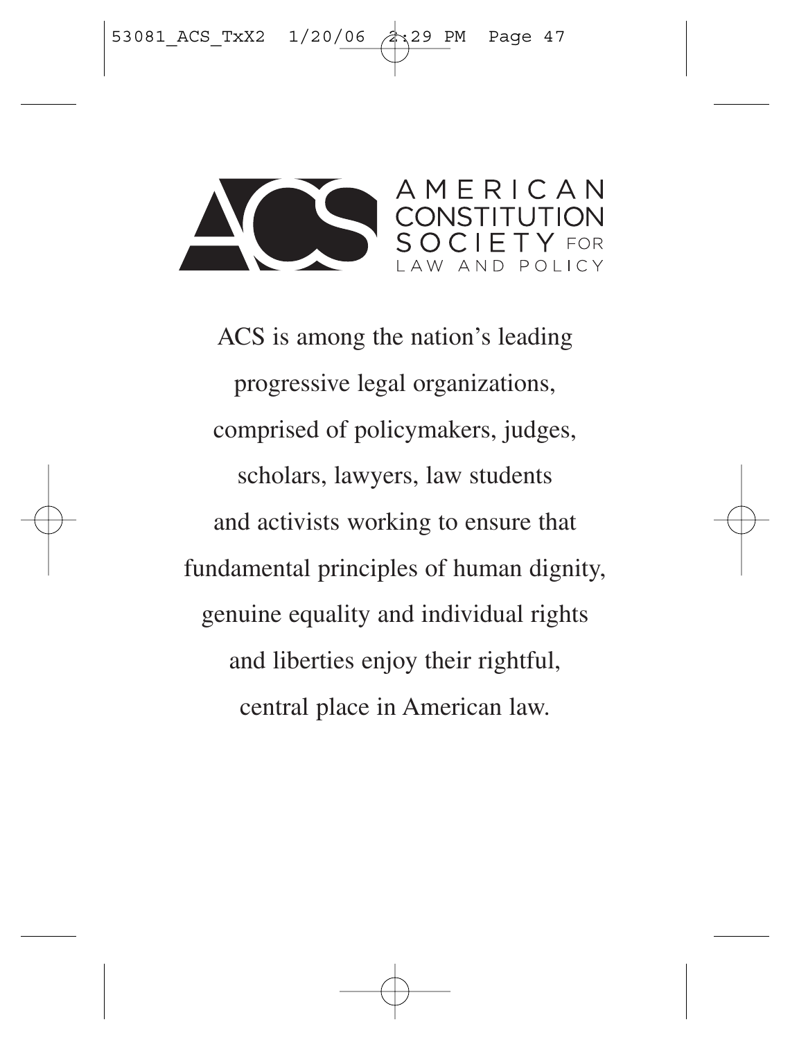AMERICAN CONSTITUTION SOCIETY FOR LAW AND POLICY

ACS is among the nation's leading progressive legal organizations, comprised of policymakers, judges, scholars, lawyers, law students and activists working to ensure that fundamental principles of human dignity, genuine equality and individual rights and liberties enjoy their rightful, central place in American law.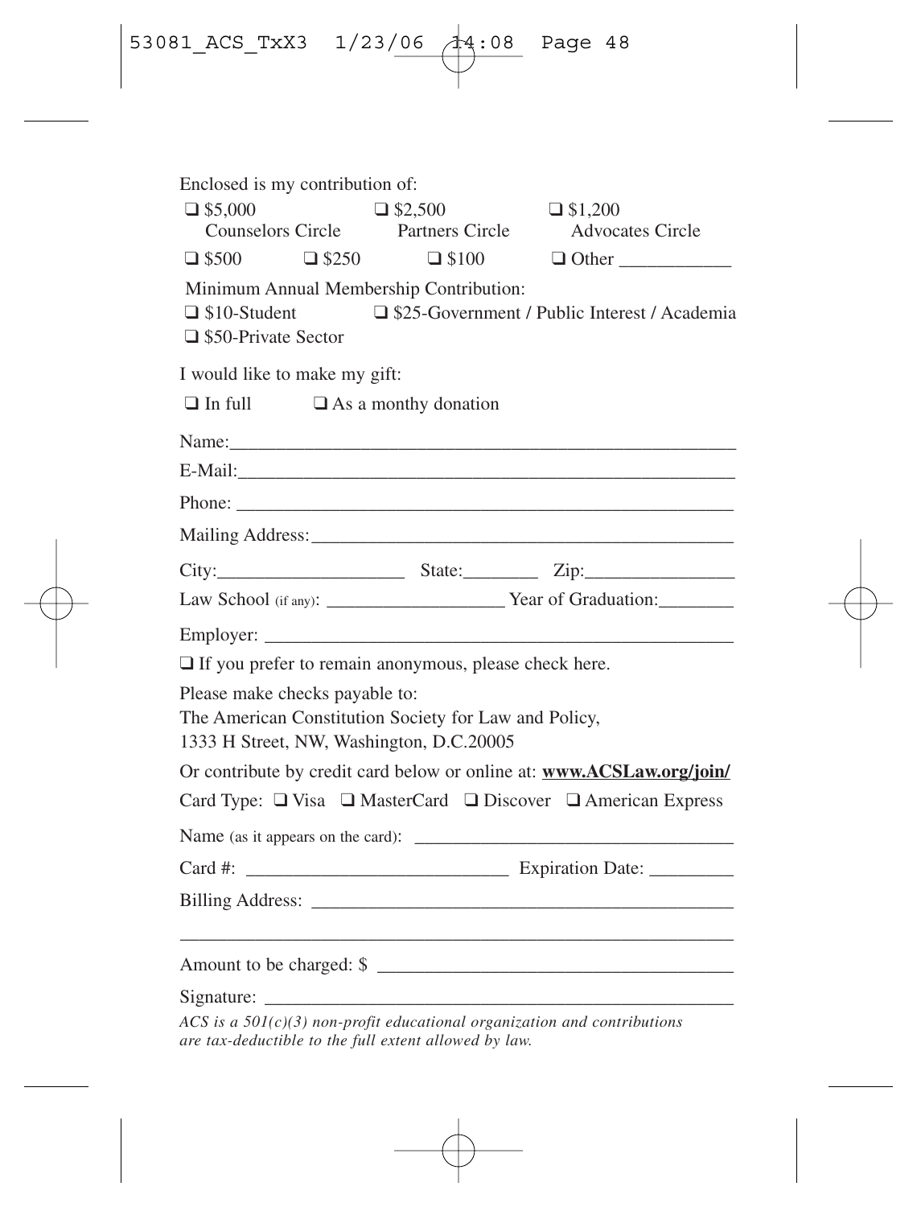Enclosed is my contribution of:

❑ $5,000 Counselors Circle ❑ $2,500 Partners Circle ❑ $1,200 Advocates Circle

❑ $500 ❑ $250 ❑ $100 ❑ Other ____________

Minimum Annual Membership Contribution:

❑ $10-Student ❑ $25-Government / Public Interest / Academia

❑ $50-Private Sector

I would like to make my gift:

❑ In full ❑ As a monthy donation

Name:______________________________________________________

E-Mail:_____________________________________________________

Phone: _____________________________________________________

Mailing Address:______________________________________________

City:____________________ State:________ Zip:________________

Law School (if any): ___________________ Year of Graduation:________

Employer: ___________________________________________________

❑ If you prefer to remain anonymous, please check here.

Please make checks payable to:
The American Constitution Society for Law and Policy,
1333 H Street, NW, Washington, D.C.20005

Or contribute by credit card below or online at: **www.ACSLaw.org/join/**

Card Type: ❑ Visa ❑ MasterCard ❑ Discover ❑ American Express

Name (as it appears on the card): ___________________________________

Card #: ____________________________ Expiration Date: _________

Billing Address: ______________________________________________

____________________________________________________________

Amount to be charged: $ ______________________________________

Signature: ___________________________________________________

*ACS is a 501(c)(3) non-profit educational organization and contributions are tax-deductible to the full extent allowed by law.*